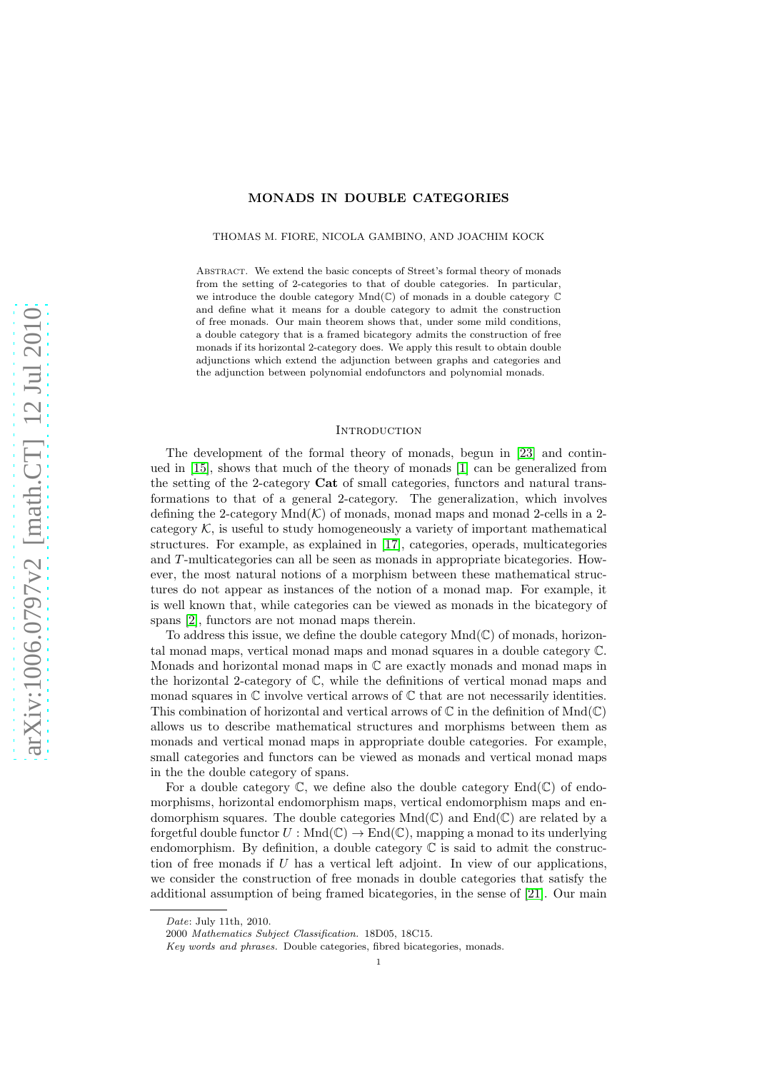# MONADS IN DOUBLE CATEGORIES

THOMAS M. FIORE, NICOLA GAMBINO, AND JOACHIM KOCK

Abstract. We extend the basic concepts of Street's formal theory of monads from the setting of 2-categories to that of double categories. In particular, we introduce the double category $\mathrm{Mnd}(\mathbb{C})$ of monads in a double category $\mathbb{C}$ and define what it means for a double category to admit the construction of free monads. Our main theorem shows that, under some mild conditions, a double category that is a framed bicategory admits the construction of free monads if its horizontal 2-category does. We apply this result to obtain double adjunctions which extend the adjunction between graphs and categories and the adjunction between polynomial endofunctors and polynomial monads.

## Introduction

The development of the formal theory of monads, begun in [23] and continued in [15], shows that much of the theory of monads [1] can be generalized from the setting of the 2-category **Cat** of small categories, functors and natural transformations to that of a general 2-category. The generalization, which involves defining the 2-category $\mathrm{Mnd}(\mathcal{K})$ of monads, monad maps and monad 2-cells in a 2-category $\mathcal{K}$, is useful to study homogeneously a variety of important mathematical structures. For example, as explained in [17], categories, operads, multicategories and $T$-multicategories can all be seen as monads in appropriate bicategories. However, the most natural notions of a morphism between these mathematical structures do not appear as instances of the notion of a monad map. For example, it is well known that, while categories can be viewed as monads in the bicategory of spans [2], functors are not monad maps therein.

To address this issue, we define the double category $\mathrm{Mnd}(\mathbb{C})$ of monads, horizontal monad maps, vertical monad maps and monad squares in a double category $\mathbb{C}$. Monads and horizontal monad maps in $\mathbb{C}$ are exactly monads and monad maps in the horizontal 2-category of $\mathbb{C}$, while the definitions of vertical monad maps and monad squares in $\mathbb{C}$ involve vertical arrows of $\mathbb{C}$ that are not necessarily identities. This combination of horizontal and vertical arrows of $\mathbb{C}$ in the definition of $\mathrm{Mnd}(\mathbb{C})$ allows us to describe mathematical structures and morphisms between them as monads and vertical monad maps in appropriate double categories. For example, small categories and functors can be viewed as monads and vertical monad maps in the the double category of spans.

For a double category $\mathbb{C}$, we define also the double category $\mathrm{End}(\mathbb{C})$ of endomorphisms, horizontal endomorphism maps, vertical endomorphism maps and endomorphism squares. The double categories $\mathrm{Mnd}(\mathbb{C})$ and $\mathrm{End}(\mathbb{C})$ are related by a forgetful double functor $U : \mathrm{Mnd}(\mathbb{C}) \to \mathrm{End}(\mathbb{C})$, mapping a monad to its underlying endomorphism. By definition, a double category $\mathbb{C}$ is said to admit the construction of free monads if $U$ has a vertical left adjoint. In view of our applications, we consider the construction of free monads in double categories that satisfy the additional assumption of being framed bicategories, in the sense of [21]. Our main

---

*Date*: July 11th, 2010.

2000 *Mathematics Subject Classification.* 18D05, 18C15.

*Key words and phrases.* Double categories, fibred bicategories, monads.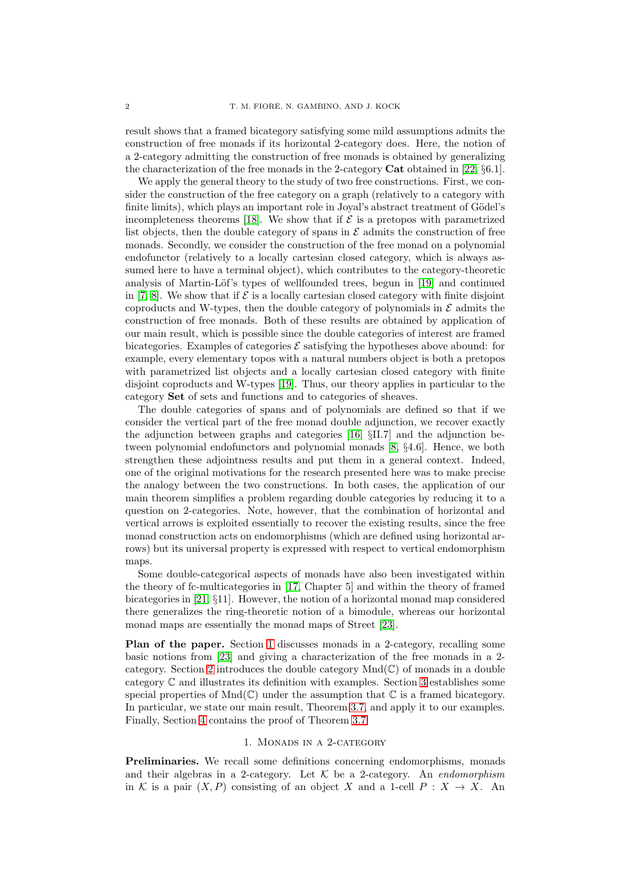result shows that a framed bicategory satisfying some mild assumptions admits the construction of free monads if its horizontal 2-category does. Here, the notion of a 2-category admitting the construction of free monads is obtained by generalizing the characterization of the free monads in the 2-category **Cat** obtained in [22, §6.1].

We apply the general theory to the study of two free constructions. First, we consider the construction of the free category on a graph (relatively to a category with finite limits), which plays an important role in Joyal's abstract treatment of Gödel's incompleteness theorems [18]. We show that if $\mathcal{E}$ is a pretopos with parametrized list objects, then the double category of spans in $\mathcal{E}$ admits the construction of free monads. Secondly, we consider the construction of the free monad on a polynomial endofunctor (relatively to a locally cartesian closed category, which is always assumed here to have a terminal object), which contributes to the category-theoretic analysis of Martin-Löf's types of wellfounded trees, begun in [19] and continued in [7, 8]. We show that if $\mathcal{E}$ is a locally cartesian closed category with finite disjoint coproducts and W-types, then the double category of polynomials in $\mathcal{E}$ admits the construction of free monads. Both of these results are obtained by application of our main result, which is possible since the double categories of interest are framed bicategories. Examples of categories $\mathcal{E}$ satisfying the hypotheses above abound: for example, every elementary topos with a natural numbers object is both a pretopos with parametrized list objects and a locally cartesian category with finite disjoint coproducts and W-types [19]. Thus, our theory applies in particular to the category **Set** of sets and functions and to categories of sheaves.

The double categories of spans and of polynomials are defined so that if we consider the vertical part of the free monad double adjunction, we recover exactly the adjunction between graphs and categories [16, §II.7] and the adjunction between polynomial endofunctors and polynomial monads [8, §4.6]. Hence, we both strengthen these adjointness results and put them in a general context. Indeed, one of the original motivations for the research presented here was to make precise the analogy between the two constructions. In both cases, the application of our main theorem simplifies a problem regarding double categories by reducing it to a question on 2-categories. Note, however, that the combination of horizontal and vertical arrows is exploited essentially to recover the existing results, since the free monad construction acts on endomorphisms (which are defined using horizontal arrows) but its universal property is expressed with respect to vertical endomorphism maps.

Some double-categorical aspects of monads have also been investigated within the theory of fc-multicategories in [17, Chapter 5] and within the theory of framed bicategories in [21, §11]. However, the notion of a horizontal monad map considered there generalizes the ring-theoretic notion of a bimodule, whereas our horizontal monad maps are essentially the monad maps of Street [23].

**Plan of the paper.** Section 1 discusses monads in a 2-category, recalling some basic notions from [23] and giving a characterization of the free monads in a 2-category. Section 2 introduces the double category $\mathrm{Mnd}(\mathbb{C})$ of monads in a double category $\mathbb{C}$ and illustrates its definition with examples. Section 3 establishes some special properties of $\mathrm{Mnd}(\mathbb{C})$ under the assumption that $\mathbb{C}$ is a framed bicategory. In particular, we state our main result, Theorem 3.7, and apply it to our examples. Finally, Section 4 contains the proof of Theorem 3.7.

## 1. Monads in a 2-category

**Preliminaries.** We recall some definitions concerning endomorphisms, monads and their algebras in a 2-category. Let $\mathcal{K}$ be a 2-category. An *endomorphism* in $\mathcal{K}$ is a pair $(X, P)$ consisting of an object $X$ and a 1-cell $P : X \to X$. An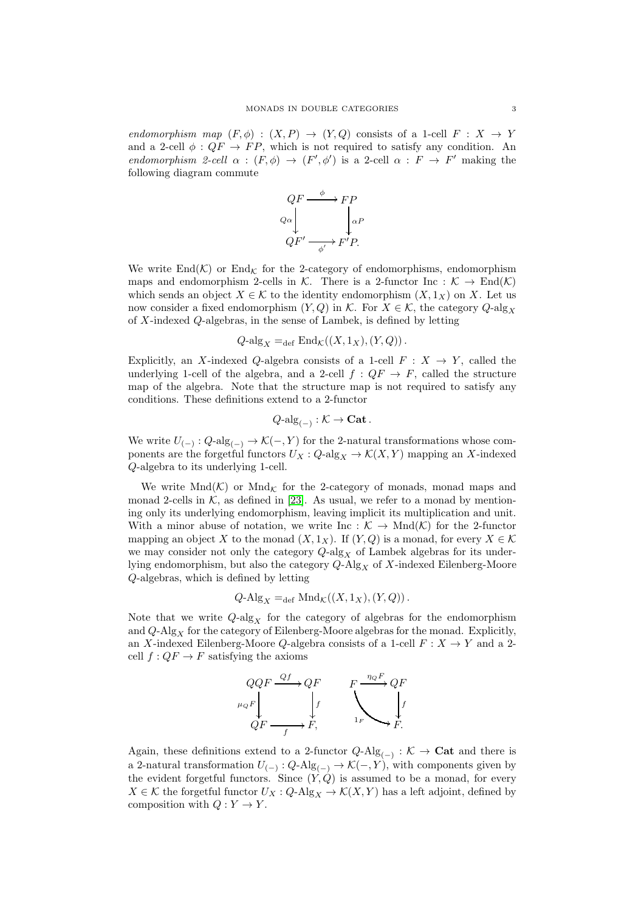*endomorphism map* $(F, \phi) : (X, P) \to (Y, Q)$ consists of a 1-cell $F : X \to Y$ and a 2-cell $\phi : QF \to FP$, which is not required to satisfy any condition. An *endomorphism 2-cell* $\alpha : (F, \phi) \to (F', \phi')$ is a 2-cell $\alpha : F \to F'$ making the following diagram commute

$$\begin{array}{ccc} QF & \xrightarrow{\phi} & FP \\ {\scriptstyle Q\alpha}\downarrow & & \downarrow{\scriptstyle \alpha P} \\ QF' & \xrightarrow[\phi']{} & F'P. \end{array}$$

We write $\mathrm{End}(\mathcal{K})$ or $\mathrm{End}_{\mathcal{K}}$ for the 2-category of endomorphisms, endomorphism maps and endomorphism 2-cells in $\mathcal{K}$. There is a 2-functor $\mathrm{Inc} : \mathcal{K} \to \mathrm{End}(\mathcal{K})$ which sends an object $X \in \mathcal{K}$ to the identity endomorphism $(X, 1_X)$ on $X$. Let us now consider a fixed endomorphism $(Y, Q)$ in $\mathcal{K}$. For $X \in \mathcal{K}$, the category $Q\text{-alg}_X$ of $X$-indexed $Q$-algebras, in the sense of Lambek, is defined by letting

$$Q\text{-alg}_X =_{\mathrm{def}} \mathrm{End}_{\mathcal{K}}((X, 1_X), (Y, Q)) \, .$$

Explicitly, an $X$-indexed $Q$-algebra consists of a 1-cell $F : X \to Y$, called the underlying 1-cell of the algebra, and a 2-cell $f : QF \to F$, called the structure map of the algebra. Note that the structure map is not required to satisfy any conditions. These definitions extend to a 2-functor

$$Q\text{-alg}_{(-)} : \mathcal{K} \to \mathbf{Cat} \, .$$

We write $U_{(-)} : Q\text{-alg}_{(-)} \to \mathcal{K}(-, Y)$ for the 2-natural transformations whose components are the forgetful functors $U_X : Q\text{-alg}_X \to \mathcal{K}(X, Y)$ mapping an $X$-indexed $Q$-algebra to its underlying 1-cell.

We write $\mathrm{Mnd}(\mathcal{K})$ or $\mathrm{Mnd}_{\mathcal{K}}$ for the 2-category of monads, monad maps and monad 2-cells in $\mathcal{K}$, as defined in [23]. As usual, we refer to a monad by mentioning only its underlying endomorphism, leaving implicit its multiplication and unit. With a minor abuse of notation, we write $\mathrm{Inc} : \mathcal{K} \to \mathrm{Mnd}(\mathcal{K})$ for the 2-functor mapping an object $X$ to the monad $(X, 1_X)$. If $(Y, Q)$ is a monad, for every $X \in \mathcal{K}$ we may consider not only the category $Q\text{-alg}_X$ of Lambek algebras for its underlying endomorphism, but also the category $Q\text{-Alg}_X$ of $X$-indexed Eilenberg-Moore $Q$-algebras, which is defined by letting

$$Q\text{-Alg}_X =_{\mathrm{def}} \mathrm{Mnd}_{\mathcal{K}}((X, 1_X), (Y, Q)) \, .$$

Note that we write $Q\text{-alg}_X$ for the category of algebras for the endomorphism and $Q\text{-Alg}_X$ for the category of Eilenberg-Moore algebras for the monad. Explicitly, an $X$-indexed Eilenberg-Moore $Q$-algebra consists of a 1-cell $F : X \to Y$ and a 2-cell $f : QF \to F$ satisfying the axioms

$$\begin{array}{ccc} QQF & \xrightarrow{Qf} & QF \\ {\scriptstyle \mu_Q F}\downarrow & & \downarrow{\scriptstyle f} \\ QF & \xrightarrow[f]{} & F, \end{array} \qquad \begin{array}{ccc} F & \xrightarrow{\eta_Q F} & QF \\ & {\scriptstyle 1_F}\searrow & \downarrow{\scriptstyle f} \\ & & F. \end{array}$$

Again, these definitions extend to a 2-functor $Q\text{-Alg}_{(-)} : \mathcal{K} \to \mathbf{Cat}$ and there is a 2-natural transformation $U_{(-)} : Q\text{-Alg}_{(-)} \to \mathcal{K}(-, Y)$, with components given by the evident forgetful functors. Since $(Y, Q)$ is assumed to be a monad, for every $X \in \mathcal{K}$ the forgetful functor $U_X : Q\text{-Alg}_X \to \mathcal{K}(X, Y)$ has a left adjoint, defined by composition with $Q : Y \to Y$.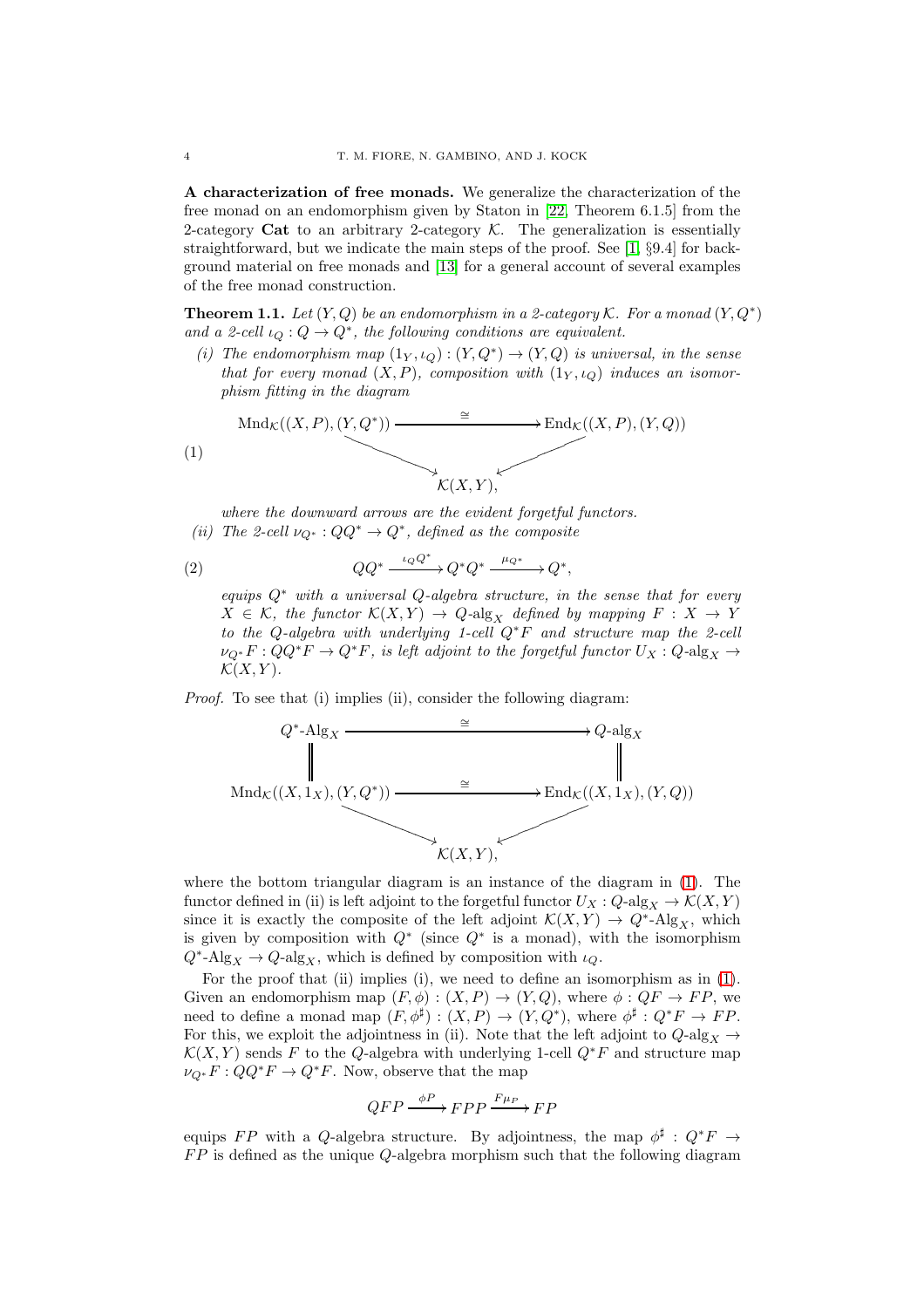**A characterization of free monads.** We generalize the characterization of the free monad on an endomorphism given by Staton in [22, Theorem 6.1.5] from the 2-category **Cat** to an arbitrary 2-category $\mathcal{K}$. The generalization is essentially straightforward, but we indicate the main steps of the proof. See [1, §9.4] for background material on free monads and [13] for a general account of several examples of the free monad construction.

**Theorem 1.1.** *Let $(Y, Q)$ be an endomorphism in a 2-category $\mathcal{K}$. For a monad $(Y, Q^*)$ and a 2-cell $\iota_Q : Q \to Q^*$, the following conditions are equivalent.*

*(i) The endomorphism map $(1_Y, \iota_Q) : (Y, Q^*) \to (Y, Q)$ is universal, in the sense that for every monad $(X, P)$, composition with $(1_Y, \iota_Q)$ induces an isomorphism fitting in the diagram*

$$\begin{array}{ccc} \mathrm{Mnd}_{\mathcal{K}}((X,P),(Y,Q^*)) & \xrightarrow{\cong} & \mathrm{End}_{\mathcal{K}}((X,P),(Y,Q)) \\ & \searrow \quad \swarrow & \\ & \mathcal{K}(X,Y), & \end{array} \tag{1}$$

*where the downward arrows are the evident forgetful functors.*

*(ii) The 2-cell $\nu_{Q^*} : QQ^* \to Q^*$, defined as the composite*

$$QQ^* \xrightarrow{\iota_Q Q^*} Q^*Q^* \xrightarrow{\mu_{Q^*}} Q^*, \tag{2}$$

*equips $Q^*$ with a universal $Q$-algebra structure, in the sense that for every $X \in \mathcal{K}$, the functor $\mathcal{K}(X,Y) \to Q\text{-alg}_X$ defined by mapping $F : X \to Y$ to the $Q$-algebra with underlying 1-cell $Q^*F$ and structure map the 2-cell $\nu_{Q^*}F : QQ^*F \to Q^*F$, is left adjoint to the forgetful functor $U_X : Q\text{-alg}_X \to \mathcal{K}(X,Y)$.*

*Proof.* To see that (i) implies (ii), consider the following diagram:

$$\begin{array}{ccc} Q^*\text{-Alg}_X & \xrightarrow{\cong} & Q\text{-alg}_X \\ \| & & \| \\ \mathrm{Mnd}_{\mathcal{K}}((X,1_X),(Y,Q^*)) & \xrightarrow{\cong} & \mathrm{End}_{\mathcal{K}}((X,1_X),(Y,Q)) \\ & \searrow \quad \swarrow & \\ & \mathcal{K}(X,Y), & \end{array}$$

where the bottom triangular diagram is an instance of the diagram in (1). The functor defined in (ii) is left adjoint to the forgetful functor $U_X : Q\text{-alg}_X \to \mathcal{K}(X,Y)$ since it is exactly the composite of the left adjoint $\mathcal{K}(X,Y) \to Q^*\text{-Alg}_X$, which is given by composition with $Q^*$ (since $Q^*$ is a monad), with the isomorphism $Q^*\text{-Alg}_X \to Q\text{-alg}_X$, which is defined by composition with $\iota_Q$.

For the proof that (ii) implies (i), we need to define an isomorphism as in (1). Given an endomorphism map $(F, \phi) : (X, P) \to (Y, Q)$, where $\phi : QF \to FP$, we need to define a monad map $(F, \phi^\sharp) : (X, P) \to (Y, Q^*)$, where $\phi^\sharp : Q^*F \to FP$. For this, we exploit the adjointness in (ii). Note that the left adjoint to $Q\text{-alg}_X \to \mathcal{K}(X,Y)$ sends $F$ to the $Q$-algebra with underlying 1-cell $Q^*F$ and structure map $\nu_{Q^*}F : QQ^*F \to Q^*F$. Now, observe that the map

$$QFP \xrightarrow{\phi P} FPP \xrightarrow{F\mu_P} FP$$

equips $FP$ with a $Q$-algebra structure. By adjointness, the map $\phi^\sharp : Q^*F \to FP$ is defined as the unique $Q$-algebra morphism such that the following diagram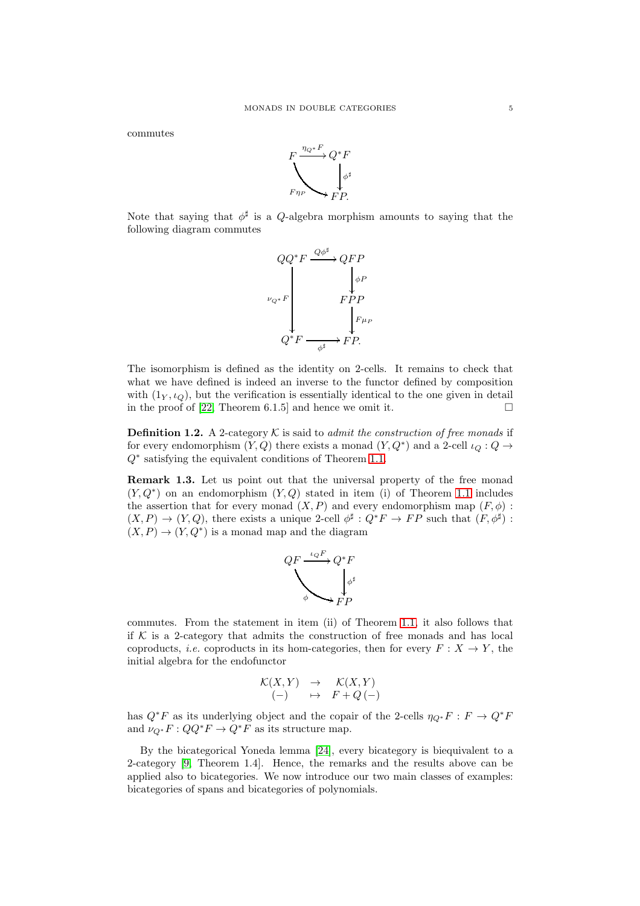commutes

$$\begin{array}{ccc} F & \xrightarrow{\eta_{Q^*} F} & Q^*F \\ & \searrow_{F\eta_P} & \downarrow \phi^\sharp \\ & & FP. \end{array}$$

Note that saying that $\phi^\sharp$ is a $Q$-algebra morphism amounts to saying that the following diagram commutes

$$\begin{array}{ccc} QQ^*F & \xrightarrow{Q\phi^\sharp} & QFP \\ & & \downarrow \phi P \\ \downarrow \nu_{Q^*} F & & FPP \\ & & \downarrow F\mu_P \\ Q^*F & \xrightarrow[\phi^\sharp]{} & FP. \end{array}$$

The isomorphism is defined as the identity on 2-cells. It remains to check that what we have defined is indeed an inverse to the functor defined by composition with $(1_Y, \iota_Q)$, but the verification is essentially identical to the one given in detail in the proof of [22, Theorem 6.1.5] and hence we omit it. $\square$

**Definition 1.2.** A 2-category $\mathcal{K}$ is said to *admit the construction of free monads* if for every endomorphism $(Y, Q)$ there exists a monad $(Y, Q^*)$ and a 2-cell $\iota_Q : Q \to Q^*$ satisfying the equivalent conditions of Theorem 1.1.

**Remark 1.3.** Let us point out that the universal property of the free monad $(Y, Q^*)$ on an endomorphism $(Y, Q)$ stated in item (i) of Theorem 1.1 includes the assertion that for every monad $(X, P)$ and every endomorphism map $(F, \phi) : (X, P) \to (Y, Q)$, there exists a unique 2-cell $\phi^\sharp : Q^*F \to FP$ such that $(F, \phi^\sharp) : (X, P) \to (Y, Q^*)$ is a monad map and the diagram

$$\begin{array}{ccc} QF & \xrightarrow{\iota_Q F} & Q^*F \\ & \searrow_{\phi} & \downarrow \phi^\sharp \\ & & FP \end{array}$$

commutes. From the statement in item (ii) of Theorem 1.1, it also follows that if $\mathcal{K}$ is a 2-category that admits the construction of free monads and has local coproducts, *i.e.* coproducts in its hom-categories, then for every $F : X \to Y$, the initial algebra for the endofunctor

$$\begin{array}{ccc} \mathcal{K}(X, Y) & \to & \mathcal{K}(X, Y) \\ (-) & \mapsto & F + Q(-) \end{array}$$

has $Q^*F$ as its underlying object and the copair of the 2-cells $\eta_{Q^*} F : F \to Q^*F$ and $\nu_{Q^*} F : QQ^*F \to Q^*F$ as its structure map.

By the bicategorical Yoneda lemma [24], every bicategory is biequivalent to a 2-category [9, Theorem 1.4]. Hence, the remarks and the results above can be applied also to bicategories. We now introduce our two main classes of examples: bicategories of spans and bicategories of polynomials.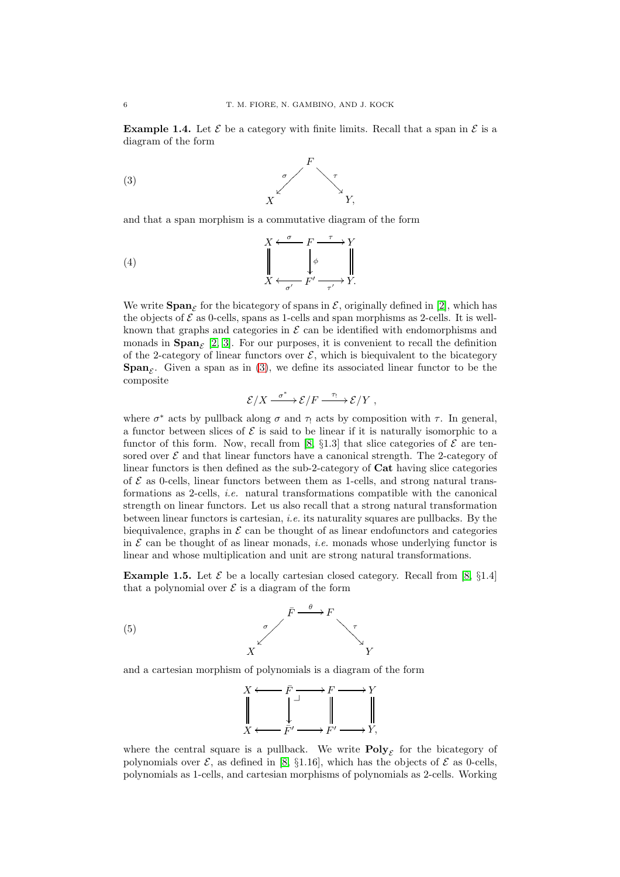**Example 1.4.** Let $\mathcal{E}$ be a category with finite limits. Recall that a span in $\mathcal{E}$ is a diagram of the form

$$
\begin{array}{ccccc}
 & & F & & \\
 & \stackrel{\sigma}{\swarrow} & & \stackrel{\tau}{\searrow} & \\
X & & & & Y,
\end{array}
\tag{3}
$$

and that a span morphism is a commutative diagram of the form

$$
\begin{array}{ccccc}
X & \xleftarrow{\sigma} & F & \xrightarrow{\tau} & Y \\
\| & & \downarrow{\scriptstyle \phi} & & \| \\
X & \xleftarrow[\sigma']{} & F' & \xrightarrow[\tau']{} & Y.
\end{array}
\tag{4}
$$

We write $\mathbf{Span}_{\mathcal{E}}$ for the bicategory of spans in $\mathcal{E}$, originally defined in [2], which has the objects of $\mathcal{E}$ as 0-cells, spans as 1-cells and span morphisms as 2-cells. It is well-known that graphs and categories in $\mathcal{E}$ can be identified with endomorphisms and monads in $\mathbf{Span}_{\mathcal{E}}$ [2, 3]. For our purposes, it is convenient to recall the definition of the 2-category of linear functors over $\mathcal{E}$, which is biequivalent to the bicategory $\mathbf{Span}_{\mathcal{E}}$. Given a span as in (3), we define its associated linear functor to be the composite

$$
\mathcal{E}/X \xrightarrow{\sigma^*} \mathcal{E}/F \xrightarrow{\tau_!} \mathcal{E}/Y \ ,
$$

where $\sigma^*$ acts by pullback along $\sigma$ and $\tau_!$ acts by composition with $\tau$. In general, a functor between slices of $\mathcal{E}$ is said to be linear if it is naturally isomorphic to a functor of this form. Now, recall from [8, §1.3] that slice categories of $\mathcal{E}$ are tensored over $\mathcal{E}$ and that linear functors have a canonical strength. The 2-category of linear functors is then defined as the sub-2-category of $\mathbf{Cat}$ having slice categories of $\mathcal{E}$ as 0-cells, linear functors between them as 1-cells, and strong natural transformations as 2-cells, *i.e.* natural transformations compatible with the canonical strength on linear functors. Let us also recall that a strong natural transformation between linear functors is cartesian, *i.e.* its naturality squares are pullbacks. By the biequivalence, graphs in $\mathcal{E}$ can be thought of as linear endofunctors and categories in $\mathcal{E}$ can be thought of as linear monads, *i.e.* monads whose underlying functor is linear and whose multiplication and unit are strong natural transformations.

**Example 1.5.** Let $\mathcal{E}$ be a locally cartesian closed category. Recall from [8, §1.4] that a polynomial over $\mathcal{E}$ is a diagram of the form

$$
\begin{array}{ccccc}
 & \bar{F} & \xrightarrow{\theta} & F & \\
 \stackrel{\sigma}{\swarrow} & & & & \stackrel{\tau}{\searrow} \\
X & & & & Y
\end{array}
\tag{5}
$$

and a cartesian morphism of polynomials is a diagram of the form

$$
\begin{array}{ccccccc}
X & \longleftarrow & \bar{F} & \longrightarrow & F & \longrightarrow & Y \\
\| & & \downarrow & \lrcorner & \| & & \| \\
X & \longleftarrow & \bar{F}' & \longrightarrow & F' & \longrightarrow & Y,
\end{array}
$$

where the central square is a pullback. We write $\mathbf{Poly}_{\mathcal{E}}$ for the bicategory of polynomials over $\mathcal{E}$, as defined in [8, §1.16], which has the objects of $\mathcal{E}$ as 0-cells, polynomials as 1-cells, and cartesian morphisms of polynomials as 2-cells. Working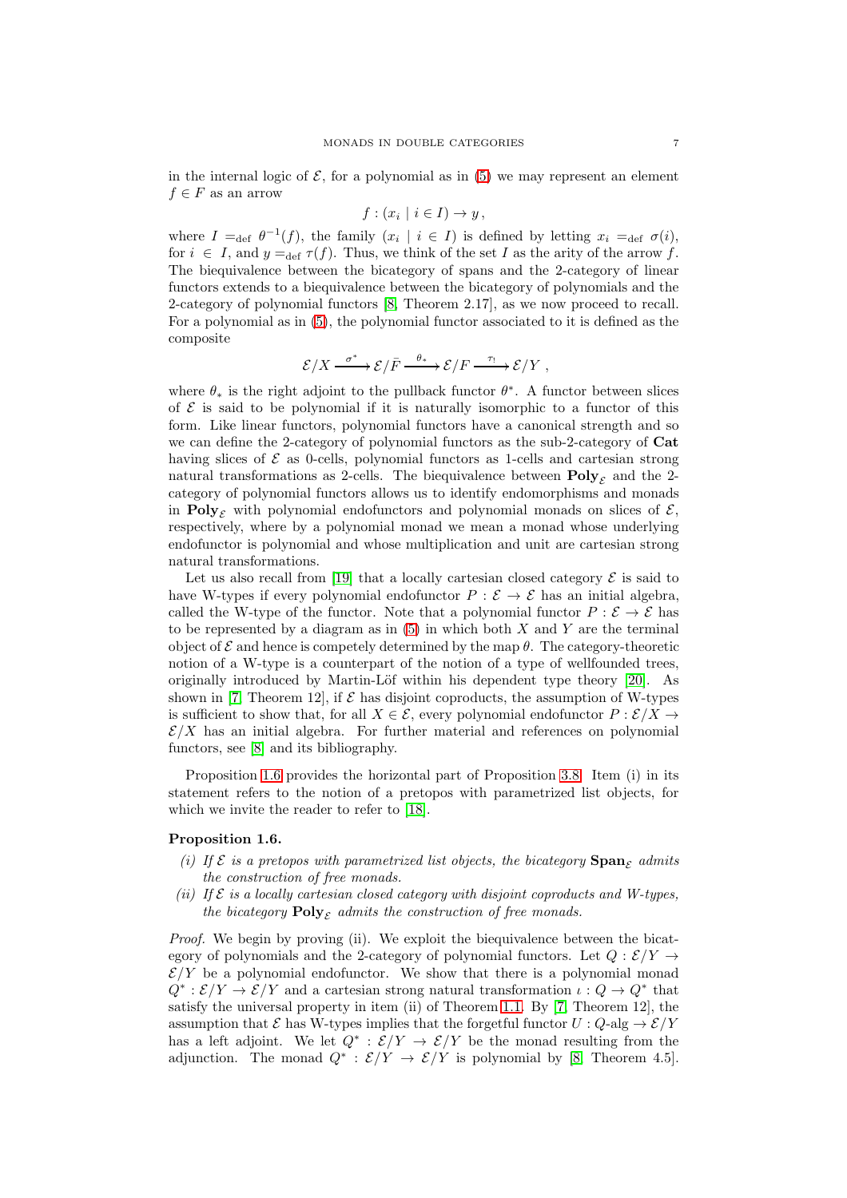in the internal logic of $\mathcal{E}$, for a polynomial as in (5) we may represent an element $f \in F$ as an arrow

$$f : (x_i \mid i \in I) \to y \,,$$

where $I =_{\text{def}} \theta^{-1}(f)$, the family $(x_i \mid i \in I)$ is defined by letting $x_i =_{\text{def}} \sigma(i)$, for $i \in I$, and $y =_{\text{def}} \tau(f)$. Thus, we think of the set $I$ as the arity of the arrow $f$. The biequivalence between the bicategory of spans and the 2-category of linear functors extends to a biequivalence between the bicategory of polynomials and the 2-category of polynomial functors [8, Theorem 2.17], as we now proceed to recall. For a polynomial as in (5), the polynomial functor associated to it is defined as the composite

$$\mathcal{E}/X \xrightarrow{\sigma^*} \mathcal{E}/\bar{F} \xrightarrow{\theta_*} \mathcal{E}/F \xrightarrow{\tau_!} \mathcal{E}/Y \,,$$

where $\theta_*$ is the right adjoint to the pullback functor $\theta^*$. A functor between slices of $\mathcal{E}$ is said to be polynomial if it is naturally isomorphic to a functor of this form. Like linear functors, polynomial functors have a canonical strength and so we can define the 2-category of polynomial functors as the sub-2-category of **Cat** having slices of $\mathcal{E}$ as 0-cells, polynomial functors as 1-cells and cartesian strong natural transformations as 2-cells. The biequivalence between $\mathbf{Poly}_\mathcal{E}$ and the 2-category of polynomial functors allows us to identify endomorphisms and monads in $\mathbf{Poly}_\mathcal{E}$ with polynomial endofunctors and polynomial monads on slices of $\mathcal{E}$, respectively, where by a polynomial monad we mean a monad whose underlying endofunctor is polynomial and whose multiplication and unit are cartesian strong natural transformations.

Let us also recall from [19] that a locally cartesian closed category $\mathcal{E}$ is said to have W-types if every polynomial endofunctor $P : \mathcal{E} \to \mathcal{E}$ has an initial algebra, called the W-type of the functor. Note that a polynomial functor $P : \mathcal{E} \to \mathcal{E}$ has to be represented by a diagram as in (5) in which both $X$ and $Y$ are the terminal object of $\mathcal{E}$ and hence is competely determined by the map $\theta$. The category-theoretic notion of a W-type is a counterpart of the notion of a type of wellfounded trees, originally introduced by Martin-Löf within his dependent type theory [20]. As shown in [7, Theorem 12], if $\mathcal{E}$ has disjoint coproducts, the assumption of W-types is sufficient to show that, for all $X \in \mathcal{E}$, every polynomial endofunctor $P : \mathcal{E}/X \to \mathcal{E}/X$ has an initial algebra. For further material and references on polynomial functors, see [8] and its bibliography.

Proposition 1.6 provides the horizontal part of Proposition 3.8. Item (i) in its statement refers to the notion of a pretopos with parametrized list objects, for which we invite the reader to refer to [18].

**Proposition 1.6.**

*(i) If $\mathcal{E}$ is a pretopos with parametrized list objects, the bicategory $\mathbf{Span}_\mathcal{E}$ admits the construction of free monads.*

*(ii) If $\mathcal{E}$ is a locally cartesian closed category with disjoint coproducts and W-types, the bicategory $\mathbf{Poly}_\mathcal{E}$ admits the construction of free monads.*

*Proof.* We begin by proving (ii). We exploit the biequivalence between the bicategory of polynomials and the 2-category of polynomial functors. Let $Q : \mathcal{E}/Y \to \mathcal{E}/Y$ be a polynomial endofunctor. We show that there is a polynomial monad $Q^* : \mathcal{E}/Y \to \mathcal{E}/Y$ and a cartesian strong natural transformation $\iota : Q \to Q^*$ that satisfy the universal property in item (ii) of Theorem 1.1. By [7, Theorem 12], the assumption that $\mathcal{E}$ has W-types implies that the forgetful functor $U : Q\text{-alg} \to \mathcal{E}/Y$ has a left adjoint. We let $Q^* : \mathcal{E}/Y \to \mathcal{E}/Y$ be the monad resulting from the adjunction. The monad $Q^* : \mathcal{E}/Y \to \mathcal{E}/Y$ is polynomial by [8, Theorem 4.5].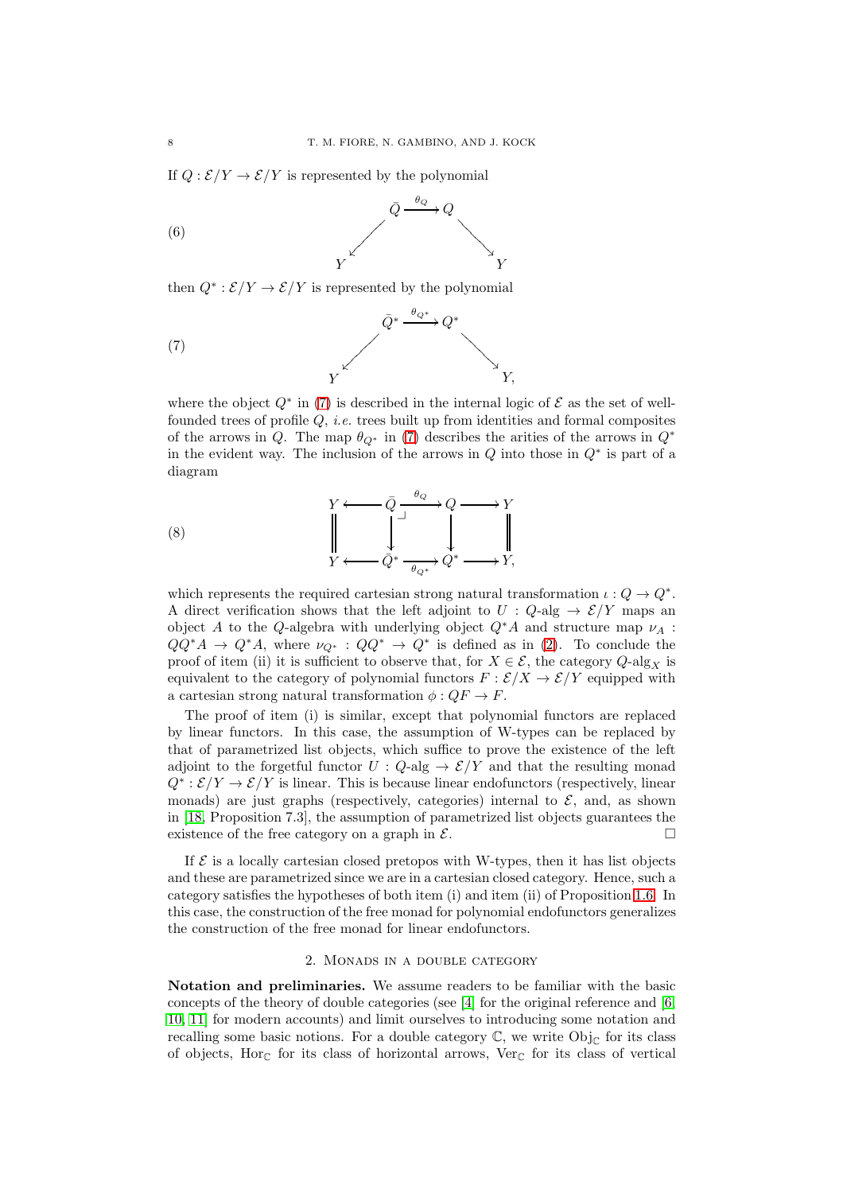If $Q : \mathcal{E}/Y \to \mathcal{E}/Y$ is represented by the polynomial

$$
Y \longleftarrow \bar{Q} \xrightarrow{\theta_Q} Q \longrightarrow Y \tag{6}
$$

then $Q^* : \mathcal{E}/Y \to \mathcal{E}/Y$ is represented by the polynomial

$$
Y \longleftarrow \bar{Q}^* \xrightarrow{\theta_{Q^*}} Q^* \longrightarrow Y, \tag{7}
$$

where the object $Q^*$ in (7) is described in the internal logic of $\mathcal{E}$ as the set of well-founded trees of profile $Q$, *i.e.* trees built up from identities and formal composites of the arrows in $Q$. The map $\theta_{Q^*}$ in (7) describes the arities of the arrows in $Q^*$ in the evident way. The inclusion of the arrows in $Q$ into those in $Q^*$ is part of a diagram

$$
\begin{array}{ccccccc}
Y & \longleftarrow & \bar{Q} & \xrightarrow{\theta_Q} & Q & \longrightarrow & Y \\
\| & & \downarrow & \lrcorner & \downarrow & & \| \\
Y & \longleftarrow & \bar{Q}^* & \xrightarrow[\theta_{Q^*}]{} & Q^* & \longrightarrow & Y,
\end{array} \tag{8}
$$

which represents the required cartesian strong natural transformation $\iota : Q \to Q^*$. A direct verification shows that the left adjoint to $U : Q\text{-alg} \to \mathcal{E}/Y$ maps an object $A$ to the $Q$-algebra with underlying object $Q^*A$ and structure map $\nu_A : QQ^*A \to Q^*A$, where $\nu_{Q^*} : QQ^* \to Q^*$ is defined as in (2). To conclude the proof of item (ii) it is sufficient to observe that, for $X \in \mathcal{E}$, the category $Q\text{-alg}_X$ is equivalent to the category of polynomial functors $F : \mathcal{E}/X \to \mathcal{E}/Y$ equipped with a cartesian strong natural transformation $\phi : QF \to F$.

The proof of item (i) is similar, except that polynomial functors are replaced by linear functors. In this case, the assumption of W-types can be replaced by that of parametrized list objects, which suffice to prove the existence of the left adjoint to the forgetful functor $U : Q\text{-alg} \to \mathcal{E}/Y$ and that the resulting monad $Q^* : \mathcal{E}/Y \to \mathcal{E}/Y$ is linear. This is because linear endofunctors (respectively, linear monads) are just graphs (respectively, categories) internal to $\mathcal{E}$, and, as shown in [18, Proposition 7.3], the assumption of parametrized list objects guarantees the existence of the free category on a graph in $\mathcal{E}$. $\square$

If $\mathcal{E}$ is a locally cartesian closed pretopos with W-types, then it has list objects and these are parametrized since we are in a cartesian closed category. Hence, such a category satisfies the hypotheses of both item (i) and item (ii) of Proposition 1.6. In this case, the construction of the free monad for polynomial endofunctors generalizes the construction of the free monad for linear endofunctors.

## 2. Monads in a double category

**Notation and preliminaries.** We assume readers to be familiar with the basic concepts of the theory of double categories (see [4] for the original reference and [6, 10, 11] for modern accounts) and limit ourselves to introducing some notation and recalling some basic notions. For a double category $\mathbb{C}$, we write $\mathrm{Obj}_{\mathbb{C}}$ for its class of objects, $\mathrm{Hor}_{\mathbb{C}}$ for its class of horizontal arrows, $\mathrm{Ver}_{\mathbb{C}}$ for its class of vertical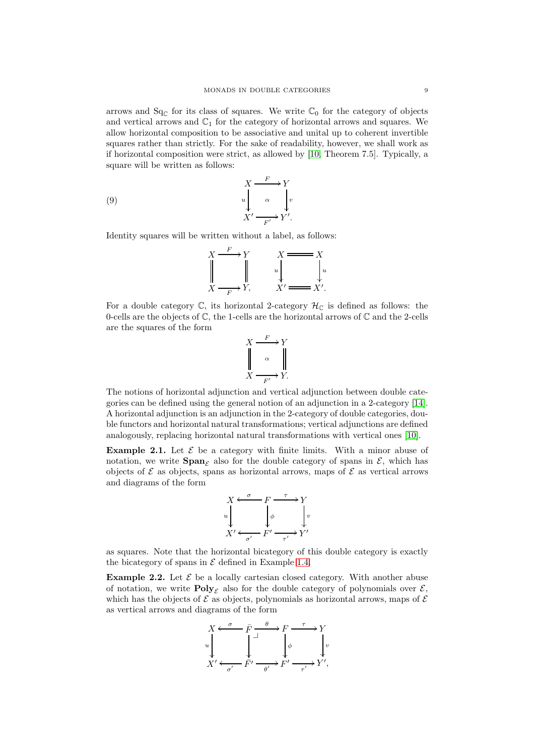arrows and $\mathrm{Sq}_{\mathbb{C}}$ for its class of squares. We write $\mathbb{C}_0$ for the category of objects and vertical arrows and $\mathbb{C}_1$ for the category of horizontal arrows and squares. We allow horizontal composition to be associative and unital up to coherent invertible squares rather than strictly. For the sake of readability, however, we shall work as if horizontal composition were strict, as allowed by [10, Theorem 7.5]. Typically, a square will be written as follows:

$$
\begin{array}{ccc}
X & \xrightarrow{F} & Y \\
{\scriptstyle u}\downarrow & \alpha & \downarrow{\scriptstyle v} \\
X' & \xrightarrow[F']{} & Y'.
\end{array}
\tag{9}
$$

Identity squares will be written without a label, as follows:

$$
\begin{array}{ccc}
X & \xrightarrow{F} & Y \\
\| & & \| \\
X & \xrightarrow[F]{} & Y,
\end{array}
\qquad
\begin{array}{ccc}
X & = & X \\
{\scriptstyle u}\downarrow & & \downarrow{\scriptstyle u} \\
X' & = & X'.
\end{array}
$$

For a double category $\mathbb{C}$, its horizontal 2-category $\mathcal{H}_{\mathbb{C}}$ is defined as follows: the 0-cells are the objects of $\mathbb{C}$, the 1-cells are the horizontal arrows of $\mathbb{C}$ and the 2-cells are the squares of the form

$$
\begin{array}{ccc}
X & \xrightarrow{F} & Y \\
\| & \alpha & \| \\
X & \xrightarrow[F']{} & Y.
\end{array}
$$

The notions of horizontal adjunction and vertical adjunction between double categories can be defined using the general notion of an adjunction in a 2-category [14]. A horizontal adjunction is an adjunction in the 2-category of double categories, double functors and horizontal natural transformations; vertical adjunctions are defined analogously, replacing horizontal natural transformations with vertical ones [10].

**Example 2.1.** Let $\mathcal{E}$ be a category with finite limits. With a minor abuse of notation, we write $\mathbf{Span}_{\mathcal{E}}$ also for the double category of spans in $\mathcal{E}$, which has objects of $\mathcal{E}$ as objects, spans as horizontal arrows, maps of $\mathcal{E}$ as vertical arrows and diagrams of the form

$$
\begin{array}{ccccc}
X & \xleftarrow{\sigma} & F & \xrightarrow{\tau} & Y \\
{\scriptstyle u}\downarrow & & \downarrow{\scriptstyle \phi} & & \downarrow{\scriptstyle v} \\
X' & \xleftarrow[\sigma']{} & F' & \xrightarrow[\tau']{} & Y'
\end{array}
$$

as squares. Note that the horizontal bicategory of this double category is exactly the bicategory of spans in $\mathcal{E}$ defined in Example 1.4.

**Example 2.2.** Let $\mathcal{E}$ be a locally cartesian closed category. With another abuse of notation, we write $\mathbf{Poly}_{\mathcal{E}}$ also for the double category of polynomials over $\mathcal{E}$, which has the objects of $\mathcal{E}$ as objects, polynomials as horizontal arrows, maps of $\mathcal{E}$ as vertical arrows and diagrams of the form

$$
\begin{array}{ccccccc}
X & \xleftarrow{\sigma} & \bar{F} & \xrightarrow{\theta} & F & \xrightarrow{\tau} & Y \\
{\scriptstyle u}\downarrow & & \downarrow & \lrcorner & \downarrow{\scriptstyle \phi} & & \downarrow{\scriptstyle v} \\
X' & \xleftarrow[\sigma']{} & \bar{F}' & \xrightarrow[\theta']{} & F' & \xrightarrow[\tau']{} & Y',
\end{array}
$$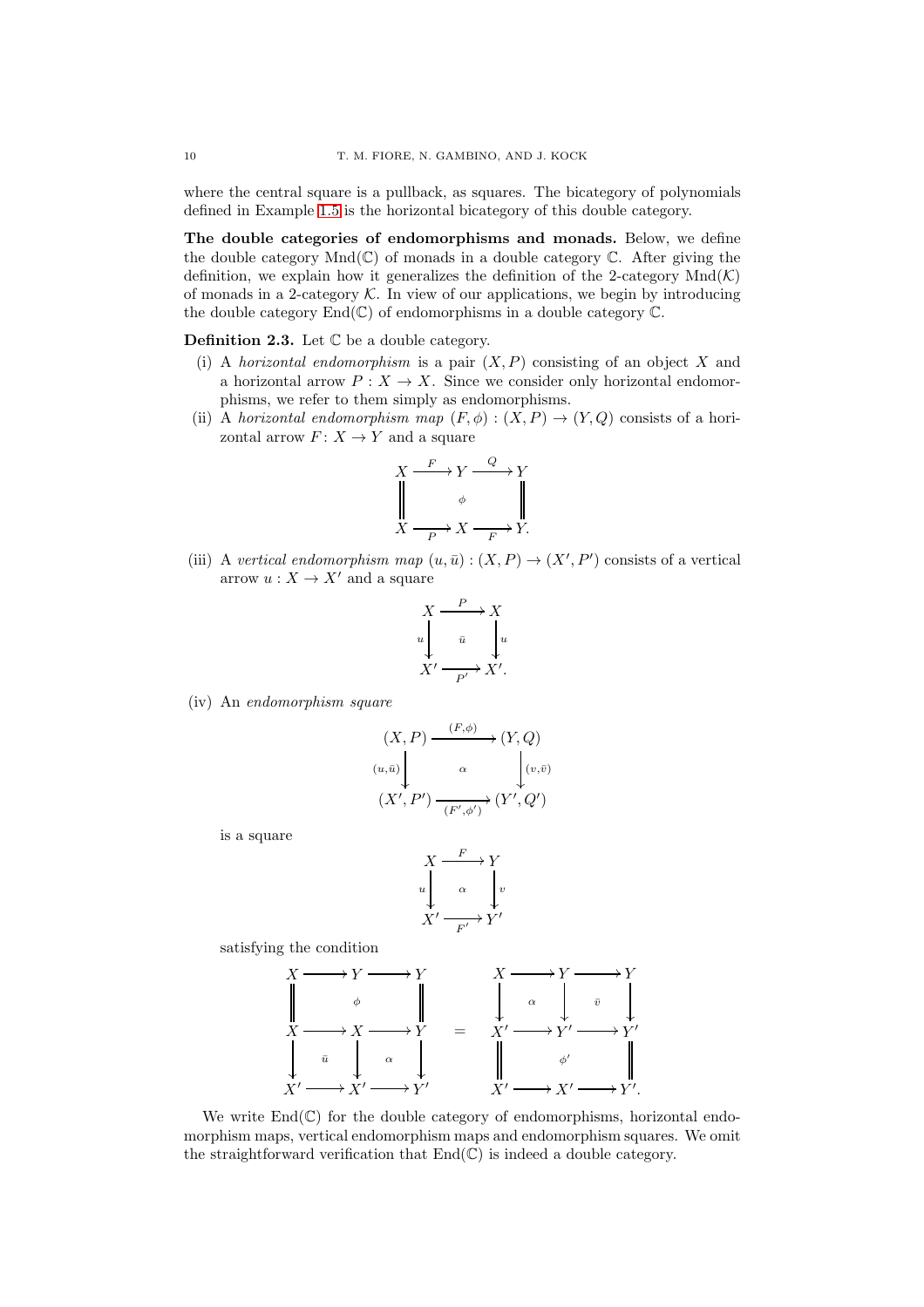where the central square is a pullback, as squares. The bicategory of polynomials defined in Example 1.5 is the horizontal bicategory of this double category.

**The double categories of endomorphisms and monads.** Below, we define the double category $\mathrm{Mnd}(\mathbb{C})$ of monads in a double category $\mathbb{C}$. After giving the definition, we explain how it generalizes the definition of the 2-category $\mathrm{Mnd}(\mathcal{K})$ of monads in a 2-category $\mathcal{K}$. In view of our applications, we begin by introducing the double category $\mathrm{End}(\mathbb{C})$ of endomorphisms in a double category $\mathbb{C}$.

**Definition 2.3.** Let $\mathbb{C}$ be a double category.

(i) A *horizontal endomorphism* is a pair $(X, P)$ consisting of an object $X$ and a horizontal arrow $P : X \to X$. Since we consider only horizontal endomorphisms, we refer to them simply as endomorphisms.

(ii) A *horizontal endomorphism map* $(F, \phi) : (X, P) \to (Y, Q)$ consists of a horizontal arrow $F \colon X \to Y$ and a square

$$\begin{array}{ccccc} X & \xrightarrow{F} & Y & \xrightarrow{Q} & Y \\ \| & & \phi & & \| \\ X & \xrightarrow[P]{} & X & \xrightarrow[F]{} & Y. \end{array}$$

(iii) A *vertical endomorphism map* $(u, \bar{u}) : (X, P) \to (X', P')$ consists of a vertical arrow $u : X \to X'$ and a square

$$\begin{array}{ccc} X & \xrightarrow{P} & X \\ {\scriptstyle u}\downarrow & \bar{u} & \downarrow{\scriptstyle u} \\ X' & \xrightarrow[P']{} & X'. \end{array}$$

(iv) An *endomorphism square*

$$\begin{array}{ccc} (X, P) & \xrightarrow{(F,\phi)} & (Y, Q) \\ {\scriptstyle (u,\bar{u})}\downarrow & \alpha & \downarrow{\scriptstyle (v,\bar{v})} \\ (X', P') & \xrightarrow[(F',\phi')]{} & (Y', Q') \end{array}$$

is a square

$$\begin{array}{ccc} X & \xrightarrow{F} & Y \\ {\scriptstyle u}\downarrow & \alpha & \downarrow{\scriptstyle v} \\ X' & \xrightarrow[F']{} & Y' \end{array}$$

satisfying the condition

$$\begin{array}{ccccc} X & \longrightarrow & Y & \longrightarrow & Y \\ \| & & \phi & & \| \\ X & \longrightarrow & X & \longrightarrow & Y \\ \downarrow & \bar{u} & \downarrow & \alpha & \downarrow \\ X' & \longrightarrow & X' & \longrightarrow & Y' \end{array} \quad = \quad \begin{array}{ccccc} X & \longrightarrow & Y & \longrightarrow & Y \\ \downarrow & \alpha & \downarrow & \bar{v} & \downarrow \\ X' & \longrightarrow & Y' & \longrightarrow & Y' \\ \| & & \phi' & & \| \\ X' & \longrightarrow & X' & \longrightarrow & Y'. \end{array}$$

We write $\mathrm{End}(\mathbb{C})$ for the double category of endomorphisms, horizontal endomorphism maps, vertical endomorphism maps and endomorphism squares. We omit the straightforward verification that $\mathrm{End}(\mathbb{C})$ is indeed a double category.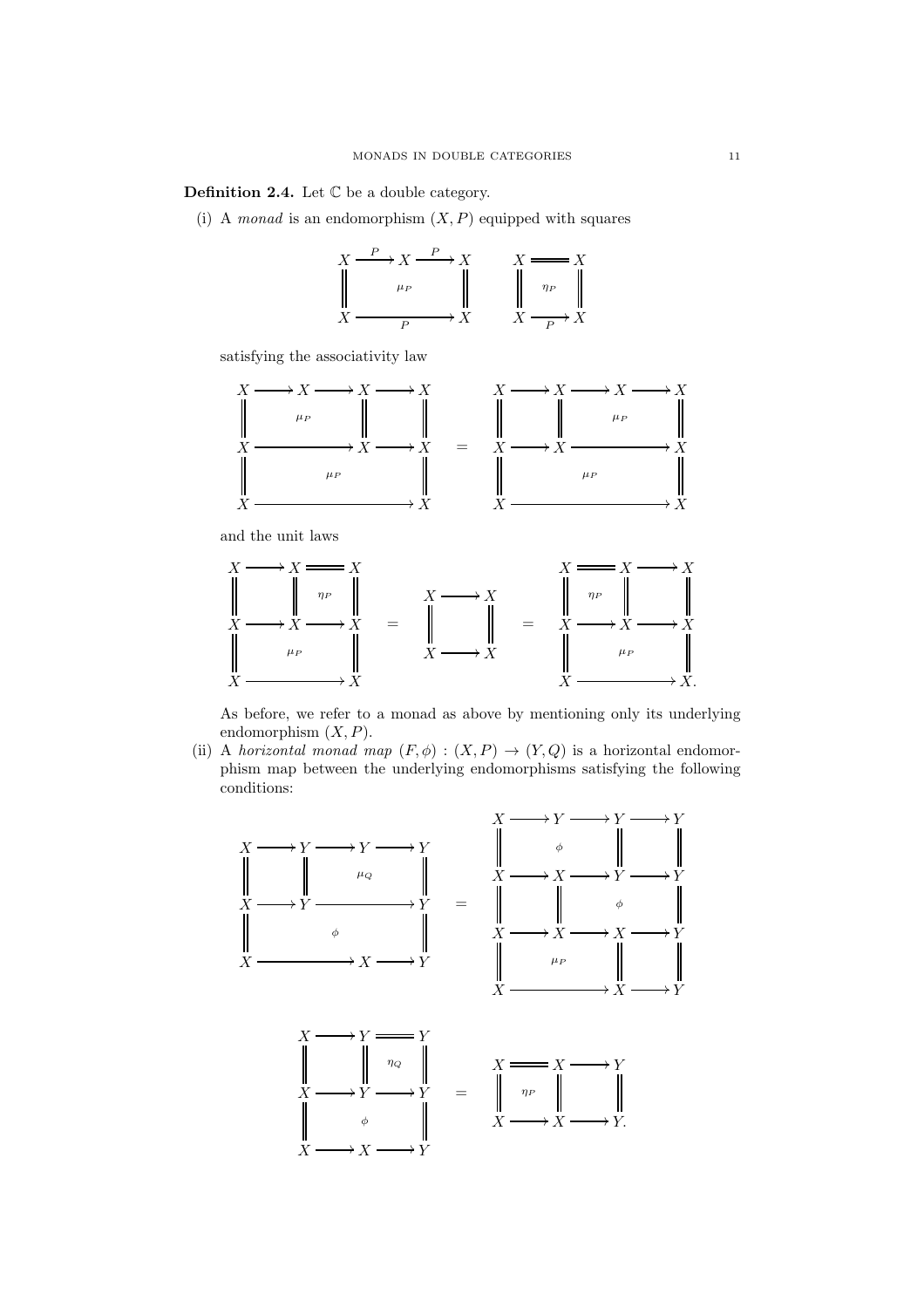**Definition 2.4.** Let $\mathbb{C}$ be a double category.

(i) A *monad* is an endomorphism $(X, P)$ equipped with squares

$$
\begin{array}{ccccc}
X & \xrightarrow{P} & X & \xrightarrow{P} & X \\
\| & & \mu_P & & \| \\
X & & \xrightarrow[P]{} & & X
\end{array}
\qquad
\begin{array}{ccc}
X & = & X \\
\| & \eta_P & \| \\
X & \xrightarrow[P]{} & X
\end{array}
$$

satisfying the associativity law

$$
\begin{array}{ccccccc}
X & \longrightarrow & X & \longrightarrow & X & \longrightarrow & X \\
\| & & \mu_P & & \| & & \| \\
X & & \longrightarrow & & X & \longrightarrow & X \\
\| & & & \mu_P & & & \| \\
X & & & \longrightarrow & & & X
\end{array}
\quad = \quad
\begin{array}{ccccccc}
X & \longrightarrow & X & \longrightarrow & X & \longrightarrow & X \\
\| & & \| & & \mu_P & & \| \\
X & \longrightarrow & X & & \longrightarrow & & X \\
\| & & & \mu_P & & & \| \\
X & & & \longrightarrow & & & X
\end{array}
$$

and the unit laws

$$
\begin{array}{ccccc}
X & \longrightarrow & X & = & X \\
\| & & \| & \eta_P & \| \\
X & \longrightarrow & X & \longrightarrow & X \\
\| & & \mu_P & & \| \\
X & & \longrightarrow & & X
\end{array}
\quad = \quad
\begin{array}{ccc}
X & \longrightarrow & X \\
\| & & \| \\
X & \longrightarrow & X
\end{array}
\quad = \quad
\begin{array}{ccccc}
X & = & X & \longrightarrow & X \\
\| & \eta_P & \| & & \| \\
X & \longrightarrow & X & \longrightarrow & X \\
\| & & \mu_P & & \| \\
X & & \longrightarrow & & X.
\end{array}
$$

As before, we refer to a monad as above by mentioning only its underlying endomorphism $(X, P)$.

(ii) A *horizontal monad map* $(F, \phi) : (X, P) \to (Y, Q)$ is a horizontal endomorphism map between the underlying endomorphisms satisfying the following conditions:

$$
\begin{array}{ccccccc}
X & \longrightarrow & Y & \longrightarrow & Y & \longrightarrow & Y \\
\| & & \| & & \mu_Q & & \| \\
X & \longrightarrow & Y & & \longrightarrow & & Y \\
\| & & & \phi & & & \| \\
X & & \longrightarrow & & X & \longrightarrow & Y
\end{array}
\quad = \quad
\begin{array}{ccccccc}
X & \longrightarrow & Y & \longrightarrow & Y & \longrightarrow & Y \\
\| & & \phi & & \| & & \| \\
X & \longrightarrow & X & \longrightarrow & Y & \longrightarrow & Y \\
\| & & \| & & \phi & & \| \\
X & \longrightarrow & X & \longrightarrow & X & \longrightarrow & Y \\
\| & & \mu_P & & \| & & \| \\
X & & \longrightarrow & & X & \longrightarrow & Y
\end{array}
$$

$$
\begin{array}{ccccc}
X & \longrightarrow & Y & = & Y \\
\| & & \| & \eta_Q & \| \\
X & \longrightarrow & Y & \longrightarrow & Y \\
\| & & \phi & & \| \\
X & \longrightarrow & X & \longrightarrow & Y
\end{array}
\quad = \quad
\begin{array}{ccccc}
X & = & X & \longrightarrow & Y \\
\| & \eta_P & \| & & \| \\
X & \longrightarrow & X & \longrightarrow & Y.
\end{array}
$$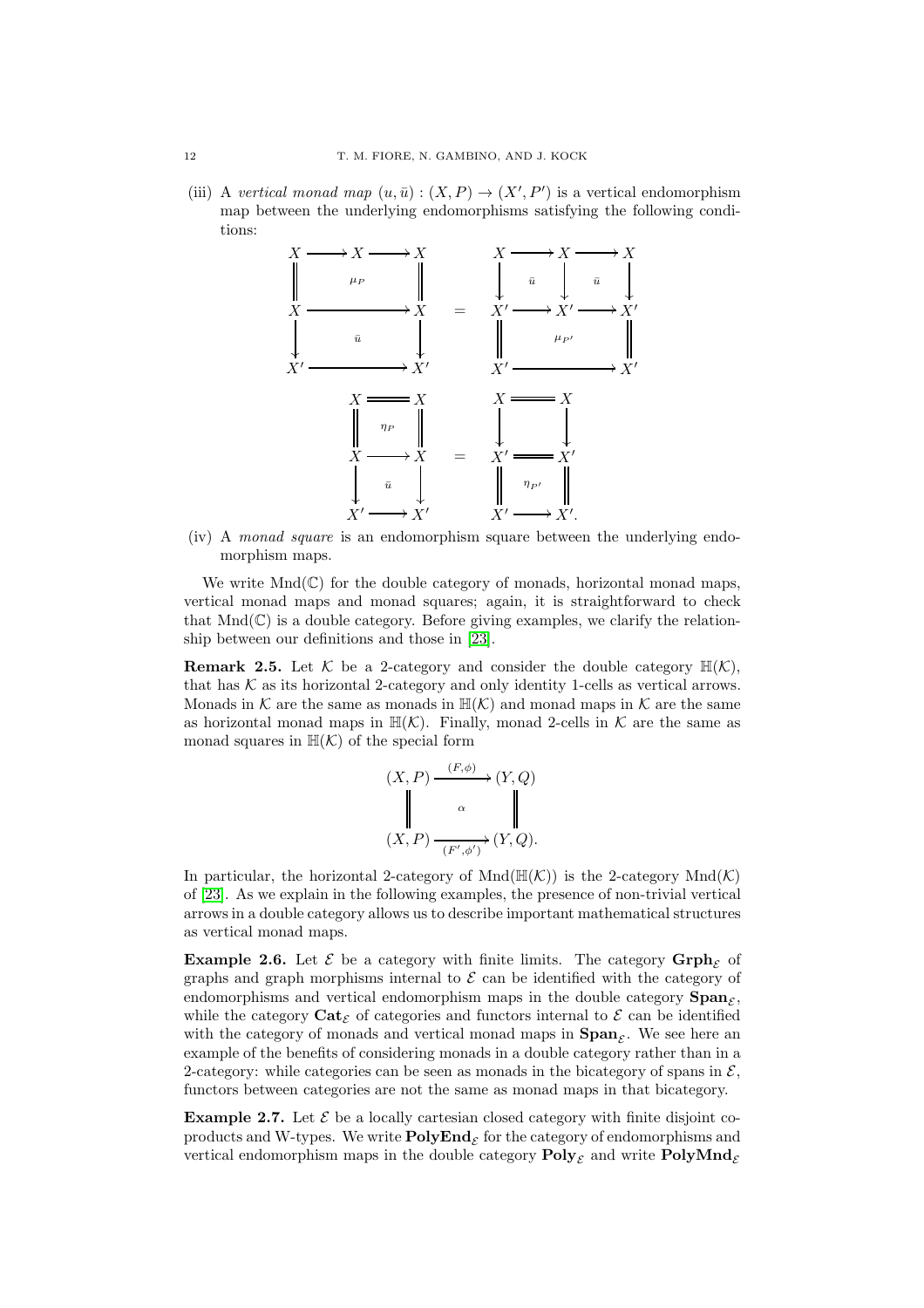(iii) A *vertical monad map* $(u, \bar{u}) : (X, P) \to (X', P')$ is a vertical endomorphism map between the underlying endomorphisms satisfying the following conditions:

$$
\begin{array}{ccc}
\begin{array}{ccccc}
X & \longrightarrow & X & \longrightarrow & X \\
\| & & \mu_P & & \| \\
X & & \longrightarrow & & X \\
\downarrow & & \bar{u} & & \downarrow \\
X' & & \longrightarrow & & X'
\end{array}
& = &
\begin{array}{ccccc}
X & \longrightarrow & X & \longrightarrow & X \\
\downarrow & \bar{u} & \downarrow & \bar{u} & \downarrow \\
X' & \longrightarrow & X' & \longrightarrow & X' \\
\| & & \mu_{P'} & & \| \\
X' & & \longrightarrow & & X'
\end{array}
\end{array}
$$

$$
\begin{array}{ccc}
\begin{array}{ccc}
X & = & X \\
\| & \eta_P & \| \\
X & \longrightarrow & X \\
\downarrow & \bar{u} & \downarrow \\
X' & \longrightarrow & X'
\end{array}
& = &
\begin{array}{ccc}
X & = & X \\
\downarrow & & \downarrow \\
X' & = & X' \\
\| & \eta_{P'} & \| \\
X' & \longrightarrow & X'.
\end{array}
\end{array}
$$

(iv) A *monad square* is an endomorphism square between the underlying endomorphism maps.

We write $\mathrm{Mnd}(\mathbb{C})$ for the double category of monads, horizontal monad maps, vertical monad maps and monad squares; again, it is straightforward to check that $\mathrm{Mnd}(\mathbb{C})$ is a double category. Before giving examples, we clarify the relationship between our definitions and those in [23].

**Remark 2.5.** Let $\mathcal{K}$ be a 2-category and consider the double category $\mathbb{H}(\mathcal{K})$, that has $\mathcal{K}$ as its horizontal 2-category and only identity 1-cells as vertical arrows. Monads in $\mathcal{K}$ are the same as monads in $\mathbb{H}(\mathcal{K})$ and monad maps in $\mathcal{K}$ are the same as horizontal monad maps in $\mathbb{H}(\mathcal{K})$. Finally, monad 2-cells in $\mathcal{K}$ are the same as monad squares in $\mathbb{H}(\mathcal{K})$ of the special form

$$
\begin{array}{ccc}
(X, P) & \xrightarrow{(F, \phi)} & (Y, Q) \\
\| & \alpha & \| \\
(X, P) & \xrightarrow[(F', \phi')]{} & (Y, Q).
\end{array}
$$

In particular, the horizontal 2-category of $\mathrm{Mnd}(\mathbb{H}(\mathcal{K}))$ is the 2-category $\mathrm{Mnd}(\mathcal{K})$ of [23]. As we explain in the following examples, the presence of non-trivial vertical arrows in a double category allows us to describe important mathematical structures as vertical monad maps.

**Example 2.6.** Let $\mathcal{E}$ be a category with finite limits. The category $\mathbf{Grph}_{\mathcal{E}}$ of graphs and graph morphisms internal to $\mathcal{E}$ can be identified with the category of endomorphisms and vertical endomorphism maps in the double category $\mathbf{Span}_{\mathcal{E}}$, while the category $\mathbf{Cat}_{\mathcal{E}}$ of categories and functors internal to $\mathcal{E}$ can be identified with the category of monads and vertical monad maps in $\mathbf{Span}_{\mathcal{E}}$. We see here an example of the benefits of considering monads in a double category rather than in a 2-category: while categories can be seen as monads in the bicategory of spans in $\mathcal{E}$, functors between categories are not the same as monad maps in that bicategory.

**Example 2.7.** Let $\mathcal{E}$ be a locally cartesian closed category with finite disjoint coproducts and W-types. We write $\mathbf{PolyEnd}_{\mathcal{E}}$ for the category of endomorphisms and vertical endomorphism maps in the double category $\mathbf{Poly}_{\mathcal{E}}$ and write $\mathbf{PolyMnd}_{\mathcal{E}}$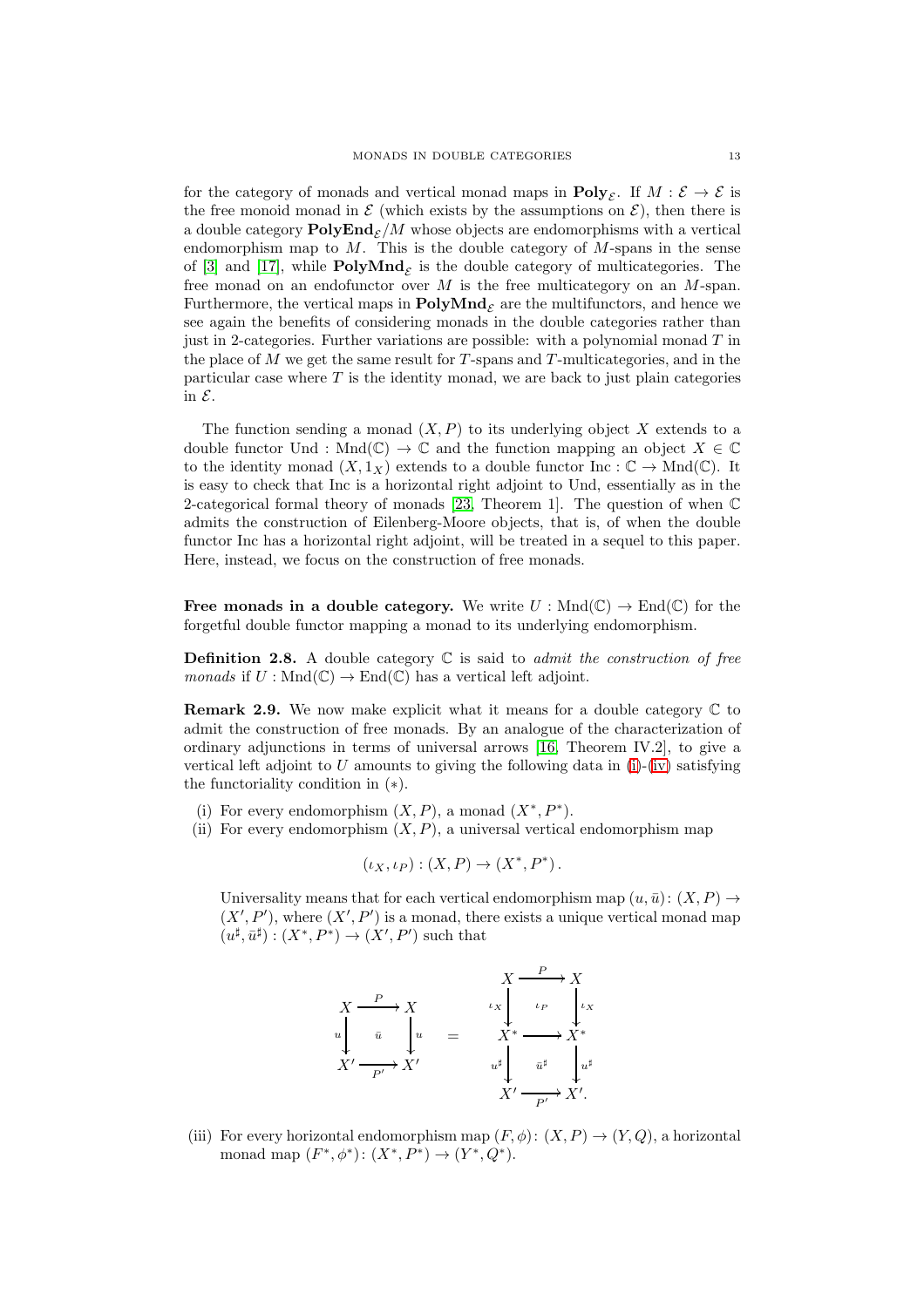for the category of monads and vertical monad maps in $\mathbf{Poly}_{\mathcal{E}}$. If $M : \mathcal{E} \to \mathcal{E}$ is the free monoid monad in $\mathcal{E}$ (which exists by the assumptions on $\mathcal{E}$), then there is a double category $\mathbf{PolyEnd}_{\mathcal{E}}/M$ whose objects are endomorphisms with a vertical endomorphism map to $M$. This is the double category of $M$-spans in the sense of [3] and [17], while $\mathbf{PolyMnd}_{\mathcal{E}}$ is the double category of multicategories. The free monad on an endofunctor over $M$ is the free multicategory on an $M$-span. Furthermore, the vertical maps in $\mathbf{PolyMnd}_{\mathcal{E}}$ are the multifunctors, and hence we see again the benefits of considering monads in the double categories rather than just in 2-categories. Further variations are possible: with a polynomial monad $T$ in the place of $M$ we get the same result for $T$-spans and $T$-multicategories, and in the particular case where $T$ is the identity monad, we are back to just plain categories in $\mathcal{E}$.

The function sending a monad $(X, P)$ to its underlying object $X$ extends to a double functor $\mathrm{Und} : \mathrm{Mnd}(\mathbb{C}) \to \mathbb{C}$ and the function mapping an object $X \in \mathbb{C}$ to the identity monad $(X, 1_X)$ extends to a double functor $\mathrm{Inc} : \mathbb{C} \to \mathrm{Mnd}(\mathbb{C})$. It is easy to check that Inc is a horizontal right adjoint to Und, essentially as in the 2-categorical formal theory of monads [23, Theorem 1]. The question of when $\mathbb{C}$ admits the construction of Eilenberg-Moore objects, that is, of when the double functor Inc has a horizontal right adjoint, will be treated in a sequel to this paper. Here, instead, we focus on the construction of free monads.

**Free monads in a double category.** We write $U : \mathrm{Mnd}(\mathbb{C}) \to \mathrm{End}(\mathbb{C})$ for the forgetful double functor mapping a monad to its underlying endomorphism.

**Definition 2.8.** A double category $\mathbb{C}$ is said to *admit the construction of free monads* if $U : \mathrm{Mnd}(\mathbb{C}) \to \mathrm{End}(\mathbb{C})$ has a vertical left adjoint.

**Remark 2.9.** We now make explicit what it means for a double category $\mathbb{C}$ to admit the construction of free monads. By an analogue of the characterization of ordinary adjunctions in terms of universal arrows [16, Theorem IV.2], to give a vertical left adjoint to $U$ amounts to giving the following data in (i)-(iv) satisfying the functoriality condition in $(*)$.

(i) For every endomorphism $(X, P)$, a monad $(X^*, P^*)$.
(ii) For every endomorphism $(X, P)$, a universal vertical endomorphism map

$$(\iota_X, \iota_P) : (X, P) \to (X^*, P^*)\,.$$

Universality means that for each vertical endomorphism map $(u, \bar{u})\colon (X, P) \to (X', P')$, where $(X', P')$ is a monad, there exists a unique vertical monad map $(u^\sharp, \bar{u}^\sharp) : (X^*, P^*) \to (X', P')$ such that

$$\begin{array}{ccc} X & \xrightarrow{P} & X \\ {\scriptstyle u}\downarrow & \bar{u} & \downarrow{\scriptstyle u} \\ X' & \xrightarrow[P']{} & X' \end{array} \quad = \quad \begin{array}{ccc} X & \xrightarrow{P} & X \\ {\scriptstyle \iota_X}\downarrow & \iota_P & \downarrow{\scriptstyle \iota_X} \\ X^* & \longrightarrow & X^* \\ {\scriptstyle u^\sharp}\downarrow & \bar{u}^\sharp & \downarrow{\scriptstyle u^\sharp} \\ X' & \xrightarrow[P']{} & X'. \end{array}$$

(iii) For every horizontal endomorphism map $(F, \phi)\colon (X, P) \to (Y, Q)$, a horizontal monad map $(F^*, \phi^*)\colon (X^*, P^*) \to (Y^*, Q^*)$.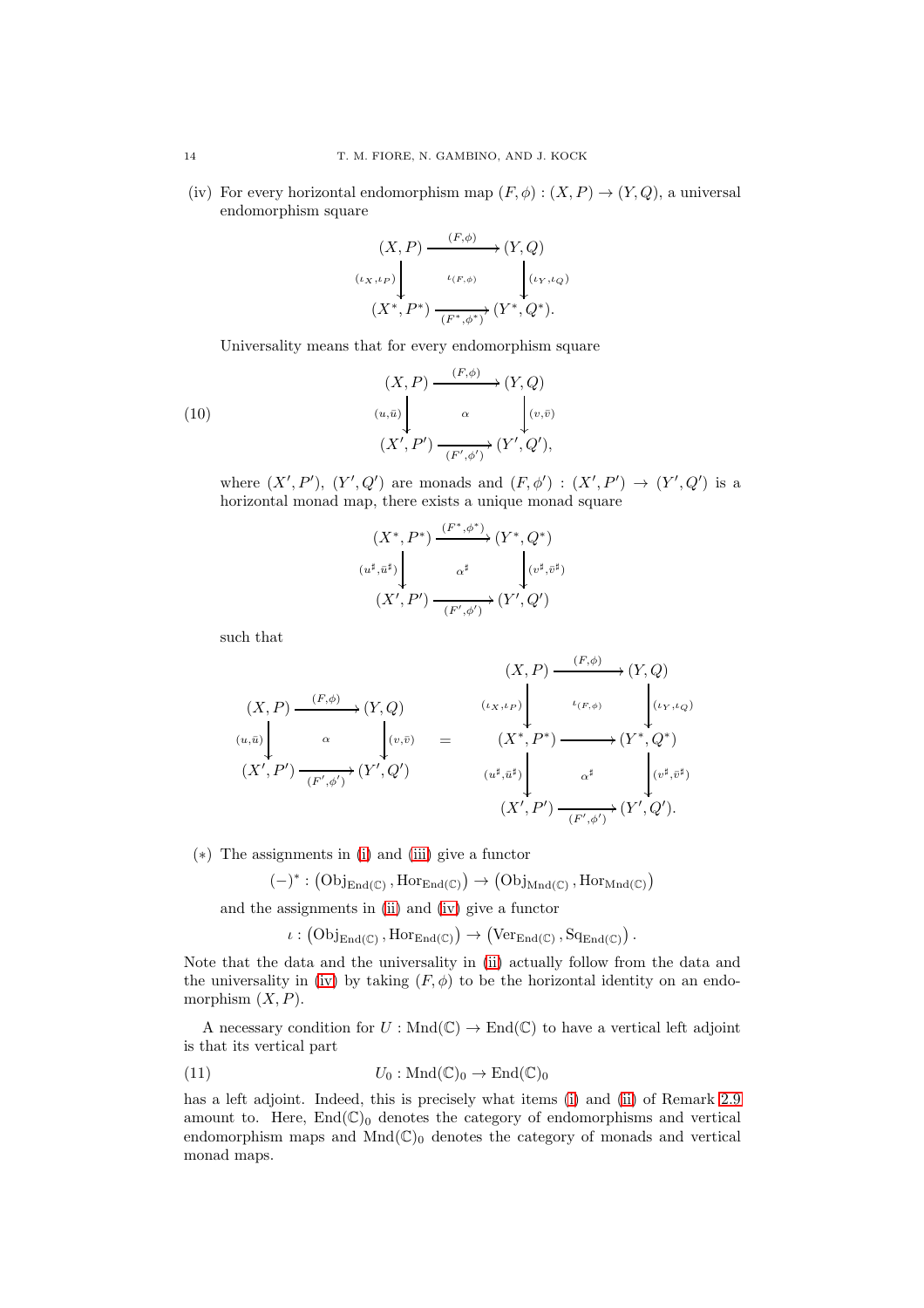(iv) For every horizontal endomorphism map $(F, \phi) : (X, P) \to (Y, Q)$, a universal endomorphism square

$$\begin{array}{ccc}
(X,P) & \xrightarrow{(F,\phi)} & (Y,Q) \\
{\scriptstyle (\iota_X,\iota_P)}\big\downarrow & \iota_{(F,\phi)} & \big\downarrow{\scriptstyle (\iota_Y,\iota_Q)} \\
(X^*,P^*) & \xrightarrow[(F^*,\phi^*)]{} & (Y^*,Q^*).
\end{array}$$

Universality means that for every endomorphism square

$$\begin{array}{ccc}
(X,P) & \xrightarrow{(F,\phi)} & (Y,Q) \\
{\scriptstyle (u,\bar{u})}\big\downarrow & \alpha & \big\downarrow{\scriptstyle (v,\bar{v})} \\
(X',P') & \xrightarrow[(F',\phi')]{} & (Y',Q'),
\end{array} \tag{10}$$

where $(X', P')$, $(Y', Q')$ are monads and $(F, \phi') : (X', P') \to (Y', Q')$ is a horizontal monad map, there exists a unique monad square

$$\begin{array}{ccc}
(X^*,P^*) & \xrightarrow{(F^*,\phi^*)} & (Y^*,Q^*) \\
{\scriptstyle (u^\sharp,\bar{u}^\sharp)}\big\downarrow & \alpha^\sharp & \big\downarrow{\scriptstyle (v^\sharp,\bar{v}^\sharp)} \\
(X',P') & \xrightarrow[(F',\phi')]{} & (Y',Q')
\end{array}$$

such that

$$\begin{array}{ccc}
(X,P) & \xrightarrow{(F,\phi)} & (Y,Q) \\
{\scriptstyle (u,\bar{u})}\big\downarrow & \alpha & \big\downarrow{\scriptstyle (v,\bar{v})} \\
(X',P') & \xrightarrow[(F',\phi')]{} & (Y',Q')
\end{array}
\quad = \quad
\begin{array}{ccc}
(X,P) & \xrightarrow{(F,\phi)} & (Y,Q) \\
{\scriptstyle (\iota_X,\iota_P)}\big\downarrow & \iota_{(F,\phi)} & \big\downarrow{\scriptstyle (\iota_Y,\iota_Q)} \\
(X^*,P^*) & \longrightarrow & (Y^*,Q^*) \\
{\scriptstyle (u^\sharp,\bar{u}^\sharp)}\big\downarrow & \alpha^\sharp & \big\downarrow{\scriptstyle (v^\sharp,\bar{v}^\sharp)} \\
(X',P') & \xrightarrow[(F',\phi')]{} & (Y',Q').
\end{array}$$

$(*)$ The assignments in (i) and (iii) give a functor

$$(-)^* : \left(\mathrm{Obj}_{\mathrm{End}(\mathbb{C})}, \mathrm{Hor}_{\mathrm{End}(\mathbb{C})}\right) \to \left(\mathrm{Obj}_{\mathrm{Mnd}(\mathbb{C})}, \mathrm{Hor}_{\mathrm{Mnd}(\mathbb{C})}\right)$$

and the assignments in (ii) and (iv) give a functor

$$\iota : \left(\mathrm{Obj}_{\mathrm{End}(\mathbb{C})}, \mathrm{Hor}_{\mathrm{End}(\mathbb{C})}\right) \to \left(\mathrm{Ver}_{\mathrm{End}(\mathbb{C})}, \mathrm{Sq}_{\mathrm{End}(\mathbb{C})}\right).$$

Note that the data and the universality in (ii) actually follow from the data and the universality in (iv) by taking $(F, \phi)$ to be the horizontal identity on an endomorphism $(X, P)$.

A necessary condition for $U : \mathrm{Mnd}(\mathbb{C}) \to \mathrm{End}(\mathbb{C})$ to have a vertical left adjoint is that its vertical part

$$U_0 : \mathrm{Mnd}(\mathbb{C})_0 \to \mathrm{End}(\mathbb{C})_0 \tag{11}$$

has a left adjoint. Indeed, this is precisely what items (i) and (ii) of Remark 2.9 amount to. Here, $\mathrm{End}(\mathbb{C})_0$ denotes the category of endomorphisms and vertical endomorphism maps and $\mathrm{Mnd}(\mathbb{C})_0$ denotes the category of monads and vertical monad maps.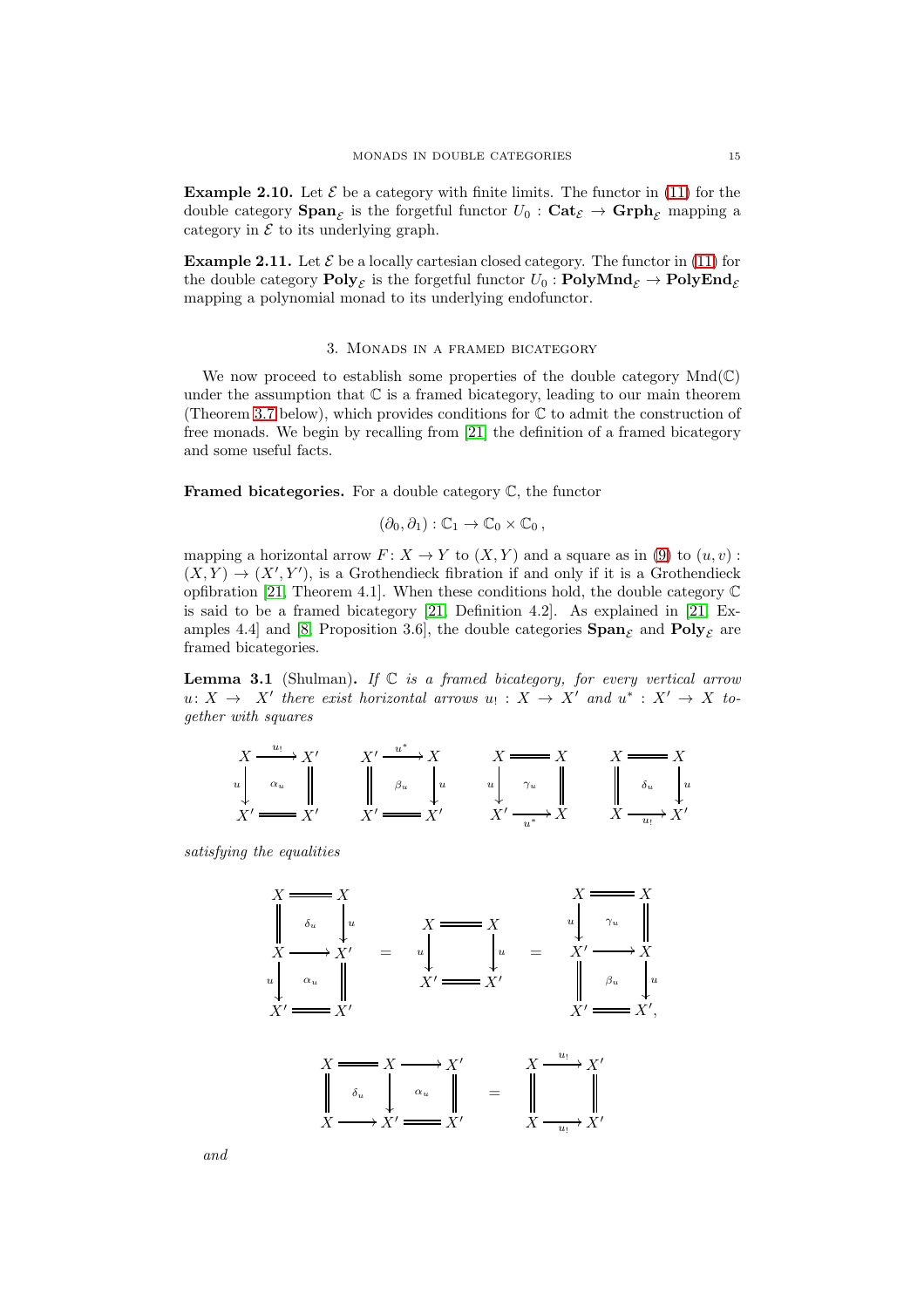**Example 2.10.** Let $\mathcal{E}$ be a category with finite limits. The functor in (11) for the double category $\mathbf{Span}_\mathcal{E}$ is the forgetful functor $U_0 : \mathbf{Cat}_\mathcal{E} \to \mathbf{Grph}_\mathcal{E}$ mapping a category in $\mathcal{E}$ to its underlying graph.

**Example 2.11.** Let $\mathcal{E}$ be a locally cartesian closed category. The functor in (11) for the double category $\mathbf{Poly}_\mathcal{E}$ is the forgetful functor $U_0 : \mathbf{PolyMnd}_\mathcal{E} \to \mathbf{PolyEnd}_\mathcal{E}$ mapping a polynomial monad to its underlying endofunctor.

## 3. Monads in a framed bicategory

We now proceed to establish some properties of the double category $\mathrm{Mnd}(\mathbb{C})$ under the assumption that $\mathbb{C}$ is a framed bicategory, leading to our main theorem (Theorem 3.7 below), which provides conditions for $\mathbb{C}$ to admit the construction of free monads. We begin by recalling from [21] the definition of a framed bicategory and some useful facts.

**Framed bicategories.** For a double category $\mathbb{C}$, the functor

$$(\partial_0, \partial_1) : \mathbb{C}_1 \to \mathbb{C}_0 \times \mathbb{C}_0 \,,$$

mapping a horizontal arrow $F \colon X \to Y$ to $(X, Y)$ and a square as in (9) to $(u, v) : (X, Y) \to (X', Y')$, is a Grothendieck fibration if and only if it is a Grothendieck opfibration [21, Theorem 4.1]. When these conditions hold, the double category $\mathbb{C}$ is said to be a framed bicategory [21, Definition 4.2]. As explained in [21, Examples 4.4] and [8, Proposition 3.6], the double categories $\mathbf{Span}_\mathcal{E}$ and $\mathbf{Poly}_\mathcal{E}$ are framed bicategories.

**Lemma 3.1** (Shulman)**.** *If $\mathbb{C}$ is a framed bicategory, for every vertical arrow $u \colon X \to X'$ there exist horizontal arrows $u_! : X \to X'$ and $u^* : X' \to X$ together with squares*

$$\begin{array}{ccc} X & \xrightarrow{u_!} & X' \\ {\scriptstyle u}\downarrow & \alpha_u & \| \\ X' & = & X' \end{array} \qquad \begin{array}{ccc} X' & \xrightarrow{u^*} & X \\ \| & \beta_u & \downarrow{\scriptstyle u} \\ X' & = & X' \end{array} \qquad \begin{array}{ccc} X & = & X \\ {\scriptstyle u}\downarrow & \gamma_u & \| \\ X' & \xrightarrow[u^*]{} & X \end{array} \qquad \begin{array}{ccc} X & = & X \\ \| & \delta_u & \downarrow{\scriptstyle u} \\ X & \xrightarrow[u_!]{} & X' \end{array}$$

*satisfying the equalities*

$$\begin{array}{ccc} X & = & X \\ \| & \delta_u & \downarrow{\scriptstyle u} \\ X & \longrightarrow & X' \\ {\scriptstyle u}\downarrow & \alpha_u & \| \\ X' & = & X' \end{array} \quad = \quad \begin{array}{ccc} X & = & X \\ {\scriptstyle u}\downarrow & & \downarrow{\scriptstyle u} \\ X' & = & X' \end{array} \quad = \quad \begin{array}{ccc} X & = & X \\ {\scriptstyle u}\downarrow & \gamma_u & \| \\ X' & \longrightarrow & X \\ \| & \beta_u & \downarrow{\scriptstyle u} \\ X' & = & X', \end{array}$$

$$\begin{array}{ccccc} X & = & X & \longrightarrow & X' \\ \| & \delta_u & \downarrow & \alpha_u & \| \\ X & \longrightarrow & X' & = & X' \end{array} \quad = \quad \begin{array}{ccc} X & \xrightarrow{u_!} & X' \\ \| & & \| \\ X & \xrightarrow[u_!]{} & X' \end{array}$$

*and*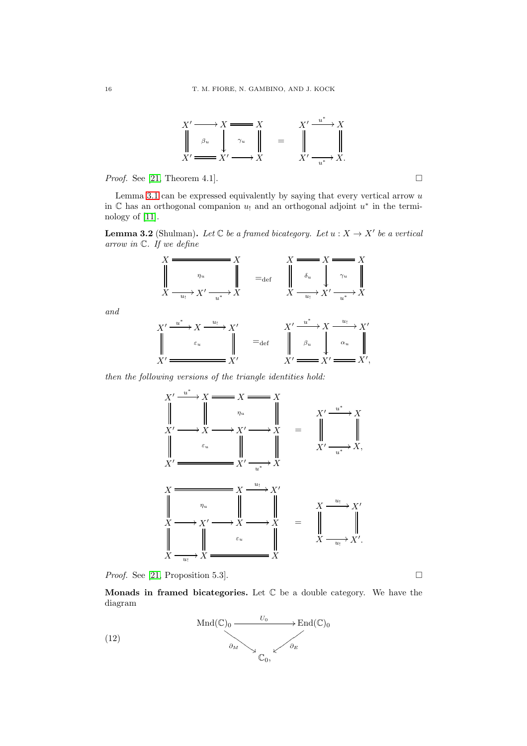$$
\begin{array}{ccccc}
X' & \longrightarrow & X & = & X \\
\| & \beta_u & \downarrow & \gamma_u & \| \\
X' & = & X' & \longrightarrow & X
\end{array}
\quad = \quad
\begin{array}{ccc}
X' & \xrightarrow{u^*} & X \\
\| & & \| \\
X' & \xrightarrow[u^*]{} & X.
\end{array}
$$

*Proof.* See [21, Theorem 4.1]. □

Lemma 3.1 can be expressed equivalently by saying that every vertical arrow $u$ in $\mathbb{C}$ has an orthogonal companion $u_!$ and an orthogonal adjoint $u^*$ in the terminology of [11].

**Lemma 3.2** (Shulman). *Let $\mathbb{C}$ be a framed bicategory. Let $u : X \to X'$ be a vertical arrow in $\mathbb{C}$. If we define*

$$
\begin{array}{ccccc}
X & = & = & = & X \\
\| & & \eta_u & & \| \\
X & \xrightarrow[u_!]{} & X' & \xrightarrow[u^*]{} & X
\end{array}
\quad =_{\text{def}} \quad
\begin{array}{ccccc}
X & = & X & = & X \\
\| & \delta_u & \downarrow & \gamma_u & \| \\
X & \xrightarrow[u_!]{} & X' & \xrightarrow[u^*]{} & X
\end{array}
$$

*and*

$$
\begin{array}{ccccc}
X' & \xrightarrow{u^*} & X & \xrightarrow{u_!} & X' \\
\| & & \varepsilon_u & & \| \\
X' & = & = & = & X'
\end{array}
\quad =_{\text{def}} \quad
\begin{array}{ccccc}
X' & \xrightarrow{u^*} & X & \xrightarrow{u_!} & X' \\
\| & \beta_u & \downarrow & \alpha_u & \| \\
X' & = & X' & = & X',
\end{array}
$$

*then the following versions of the triangle identities hold:*

$$
\begin{array}{ccccccc}
X' & \xrightarrow{u^*} & X & = & X & = & X \\
\| & & \| & & \eta_u & & \| \\
X' & \longrightarrow & X & \longrightarrow & X' & \longrightarrow & X \\
\| & & \varepsilon_u & & \| & & \| \\
X' & = & = & = & X' & \xrightarrow[u^*]{} & X
\end{array}
\quad = \quad
\begin{array}{ccc}
X' & \xrightarrow{u^*} & X \\
\| & & \| \\
X' & \xrightarrow[u^*]{} & X,
\end{array}
$$

$$
\begin{array}{ccccccc}
X & = & = & = & X & \xrightarrow{u_!} & X' \\
\| & & \eta_u & & \| & & \| \\
X & \longrightarrow & X' & \longrightarrow & X & \longrightarrow & X \\
\| & & \| & & \varepsilon_u & & \| \\
X & \xrightarrow[u_!]{} & X & = & = & = & X
\end{array}
\quad = \quad
\begin{array}{ccc}
X & \xrightarrow{u_!} & X' \\
\| & & \| \\
X & \xrightarrow[u_!]{} & X'.
\end{array}
$$

*Proof.* See [21, Proposition 5.3]. □

**Monads in framed bicategories.** Let $\mathbb{C}$ be a double category. We have the diagram

$$
\begin{array}{ccc}
\mathrm{Mnd}(\mathbb{C})_0 & \xrightarrow{U_0} & \mathrm{End}(\mathbb{C})_0 \\
& {\scriptstyle \partial_M} \searrow \quad \swarrow {\scriptstyle \partial_E} & \\
& \mathbb{C}_0, &
\end{array}
\tag{12}
$$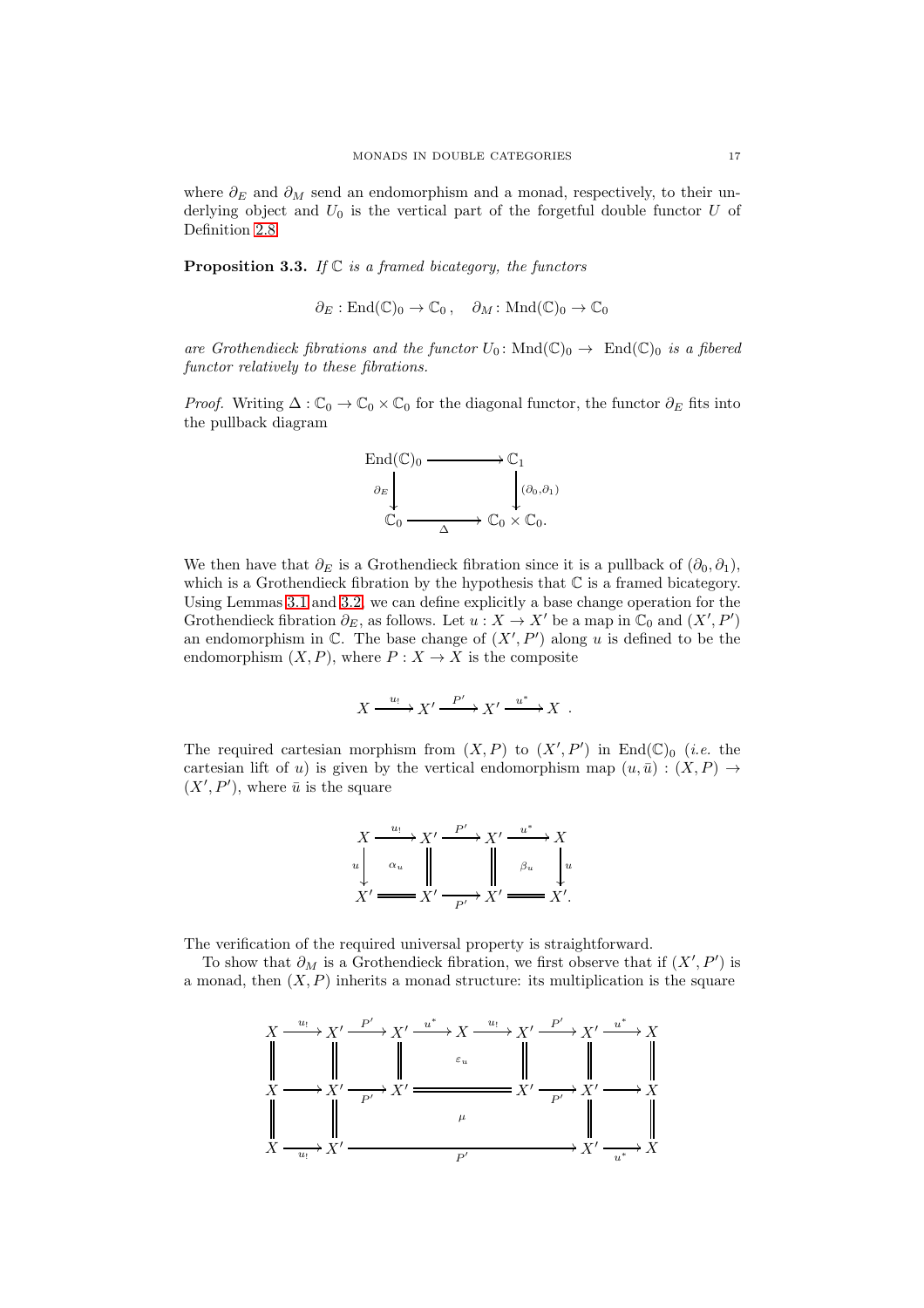where $\partial_E$ and $\partial_M$ send an endomorphism and a monad, respectively, to their underlying object and $U_0$ is the vertical part of the forgetful double functor $U$ of Definition 2.8.

**Proposition 3.3.** *If $\mathbb{C}$ is a framed bicategory, the functors*

$$\partial_E : \mathrm{End}(\mathbb{C})_0 \to \mathbb{C}_0\,, \quad \partial_M : \mathrm{Mnd}(\mathbb{C})_0 \to \mathbb{C}_0$$

*are Grothendieck fibrations and the functor $U_0 \colon \mathrm{Mnd}(\mathbb{C})_0 \to \mathrm{End}(\mathbb{C})_0$ is a fibered functor relatively to these fibrations.*

*Proof.* Writing $\Delta : \mathbb{C}_0 \to \mathbb{C}_0 \times \mathbb{C}_0$ for the diagonal functor, the functor $\partial_E$ fits into the pullback diagram

$$\begin{array}{ccc}
\mathrm{End}(\mathbb{C})_0 & \longrightarrow & \mathbb{C}_1 \\
{\scriptstyle \partial_E}\big\downarrow & & \big\downarrow{\scriptstyle (\partial_0,\partial_1)} \\
\mathbb{C}_0 & \xrightarrow[\Delta]{} & \mathbb{C}_0 \times \mathbb{C}_0.
\end{array}$$

We then have that $\partial_E$ is a Grothendieck fibration since it is a pullback of $(\partial_0, \partial_1)$, which is a Grothendieck fibration by the hypothesis that $\mathbb{C}$ is a framed bicategory. Using Lemmas 3.1 and 3.2, we can define explicitly a base change operation for the Grothendieck fibration $\partial_E$, as follows. Let $u : X \to X'$ be a map in $\mathbb{C}_0$ and $(X', P')$ an endomorphism in $\mathbb{C}$. The base change of $(X', P')$ along $u$ is defined to be the endomorphism $(X, P)$, where $P : X \to X$ is the composite

$$X \xrightarrow{u_!} X' \xrightarrow{P'} X' \xrightarrow{u^*} X \ .$$

The required cartesian morphism from $(X, P)$ to $(X', P')$ in $\mathrm{End}(\mathbb{C})_0$ (*i.e.* the cartesian lift of $u$) is given by the vertical endomorphism map $(u, \bar{u}) : (X, P) \to (X', P')$, where $\bar{u}$ is the square

$$\begin{array}{ccccccc}
X & \xrightarrow{u_!} & X' & \xrightarrow{P'} & X' & \xrightarrow{u^*} & X \\
{\scriptstyle u}\big\downarrow & \alpha_u & \big\| & & \big\| & \beta_u & \big\downarrow{\scriptstyle u} \\
X' & = & X' & \xrightarrow[P']{} & X' & = & X'.
\end{array}$$

The verification of the required universal property is straightforward.

To show that $\partial_M$ is a Grothendieck fibration, we first observe that if $(X', P')$ is a monad, then $(X, P)$ inherits a monad structure: its multiplication is the square

$$\begin{array}{ccccccccccccc}
X & \xrightarrow{u_!} & X' & \xrightarrow{P'} & X' & \xrightarrow{u^*} & X & \xrightarrow{u_!} & X' & \xrightarrow{P'} & X' & \xrightarrow{u^*} & X \\
\big\| & & \big\| & & \big\| & & \varepsilon_u & & \big\| & & \big\| & & \big\| \\
X & \longrightarrow & X' & \xrightarrow[P']{} & X' & = & = & = & X' & \xrightarrow[P']{} & X' & \longrightarrow & X \\
\big\| & & \big\| & & & & \mu & & & & \big\| & & \big\| \\
X & \xrightarrow[u_!]{} & X' & & & & \xrightarrow[P']{} & & & & X' & \xrightarrow[u^*]{} & X
\end{array}$$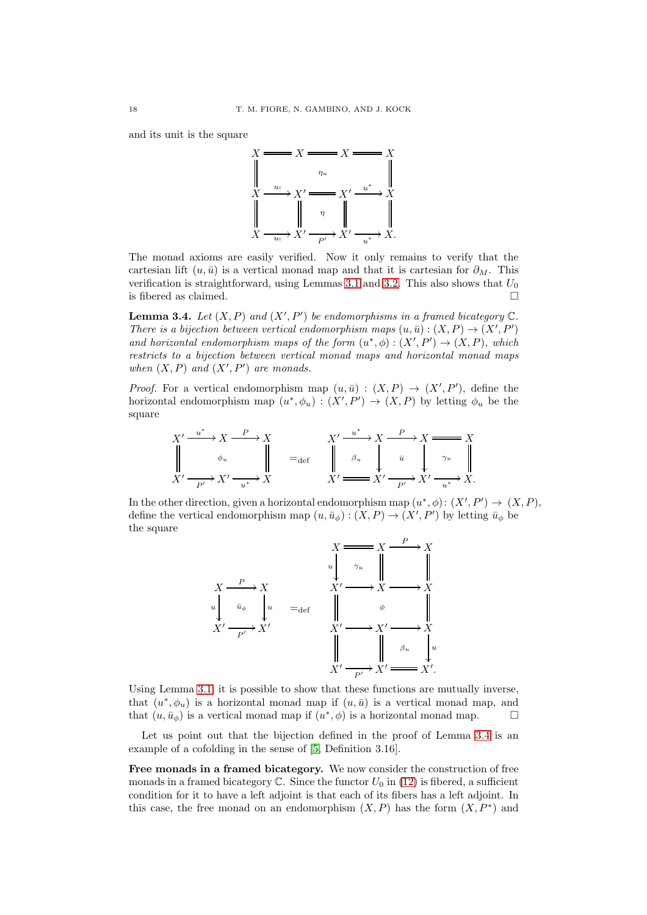and its unit is the square

$$
\begin{array}{ccccccc}
X & = & X & = & X & = & X \\
\| & & & \eta_u & & & \| \\
X & \xrightarrow{u_!} & X' & = & X' & \xrightarrow{u^*} & X \\
\| & & \| & \eta & \| & & \| \\
X & \xrightarrow[u_!]{} & X' & \xrightarrow[P']{} & X' & \xrightarrow[u^*]{} & X.
\end{array}
$$

The monad axioms are easily verified. Now it only remains to verify that the cartesian lift $(u, \bar{u})$ is a vertical monad map and that it is cartesian for $\partial_M$. This verification is straightforward, using Lemmas 3.1 and 3.2. This also shows that $U_0$ is fibered as claimed. $\square$

**Lemma 3.4.** *Let $(X, P)$ and $(X', P')$ be endomorphisms in a framed bicategory $\mathbb{C}$. There is a bijection between vertical endomorphism maps $(u, \bar{u}) : (X, P) \to (X', P')$ and horizontal endomorphism maps of the form $(u^*, \phi) : (X', P') \to (X, P)$, which restricts to a bijection between vertical monad maps and horizontal monad maps when $(X, P)$ and $(X', P')$ are monads.*

*Proof.* For a vertical endomorphism map $(u, \bar{u}) : (X, P) \to (X', P')$, define the horizontal endomorphism map $(u^*, \phi_u) : (X', P') \to (X, P)$ by letting $\phi_u$ be the square

$$
\begin{array}{ccccc}
X' & \xrightarrow{u^*} & X & \xrightarrow{P} & X \\
\| & & \phi_u & & \| \\
X' & \xrightarrow[P']{} & X' & \xrightarrow[u^*]{} & X
\end{array}
\quad =_{\text{def}} \quad
\begin{array}{ccccccc}
X' & \xrightarrow{u^*} & X & \xrightarrow{P} & X & = & X \\
\| & \beta_u & \downarrow & \bar{u} & \downarrow & \gamma_u & \| \\
X' & = & X' & \xrightarrow[P']{} & X' & \xrightarrow[u^*]{} & X.
\end{array}
$$

In the other direction, given a horizontal endomorphism map $(u^*, \phi) : (X', P') \to (X, P)$, define the vertical endomorphism map $(u, \bar{u}_\phi) : (X, P) \to (X', P')$ by letting $\bar{u}_\phi$ be the square

$$
\begin{array}{ccc}
X & \xrightarrow{P} & X \\
{\scriptstyle u}\downarrow & \bar{u}_\phi & \downarrow{\scriptstyle u} \\
X' & \xrightarrow[P']{} & X'
\end{array}
\quad =_{\text{def}} \quad
\begin{array}{ccccc}
X & = & X & \xrightarrow{P} & X \\
{\scriptstyle u}\downarrow & \gamma_u & \| & & \| \\
X' & \longrightarrow & X & \longrightarrow & X \\
\| & & \phi & & \| \\
X' & \longrightarrow & X' & \longrightarrow & X \\
\| & & \| & \beta_u & \downarrow{\scriptstyle u} \\
X' & \xrightarrow[P']{} & X' & = & X'.
\end{array}
$$

Using Lemma 3.1, it is possible to show that these functions are mutually inverse, that $(u^*, \phi_u)$ is a horizontal monad map if $(u, \bar{u})$ is a vertical monad map, and that $(u, \bar{u}_\phi)$ is a vertical monad map if $(u^*, \phi)$ is a horizontal monad map. $\square$

Let us point out that the bijection defined in the proof of Lemma 3.4 is an example of a cofolding in the sense of [5, Definition 3.16].

**Free monads in a framed bicategory.** We now consider the construction of free monads in a framed bicategory $\mathbb{C}$. Since the functor $U_0$ in (12) is fibered, a sufficient condition for it to have a left adjoint is that each of its fibers has a left adjoint. In this case, the free monad on an endomorphism $(X, P)$ has the form $(X, P^*)$ and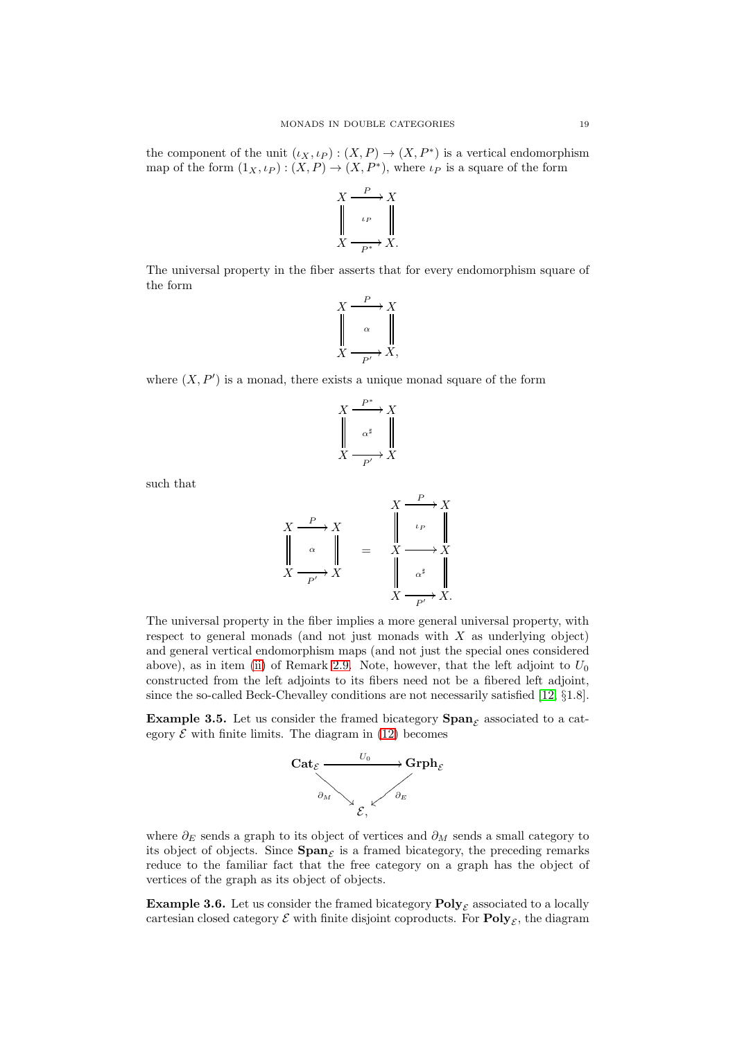the component of the unit $(\iota_X, \iota_P) : (X, P) \to (X, P^*)$ is a vertical endomorphism map of the form $(1_X, \iota_P) : (X, P) \to (X, P^*)$, where $\iota_P$ is a square of the form

$$\begin{array}{ccc} X & \xrightarrow{P} & X \\ \| & \iota_P & \| \\ X & \xrightarrow[P^*]{} & X. \end{array}$$

The universal property in the fiber asserts that for every endomorphism square of the form

$$\begin{array}{ccc} X & \xrightarrow{P} & X \\ \| & \alpha & \| \\ X & \xrightarrow[P']{} & X, \end{array}$$

where $(X, P')$ is a monad, there exists a unique monad square of the form

$$\begin{array}{ccc} X & \xrightarrow{P^*} & X \\ \| & \alpha^\sharp & \| \\ X & \xrightarrow[P']{} & X \end{array}$$

such that

$$\begin{array}{ccc} X & \xrightarrow{P} & X \\ \| & \alpha & \| \\ X & \xrightarrow[P']{} & X \end{array} \quad = \quad \begin{array}{ccc} X & \xrightarrow{P} & X \\ \| & \iota_P & \| \\ X & \longrightarrow & X \\ \| & \alpha^\sharp & \| \\ X & \xrightarrow[P']{} & X. \end{array}$$

The universal property in the fiber implies a more general universal property, with respect to general monads (and not just monads with $X$ as underlying object) and general vertical endomorphism maps (and not just the special ones considered above), as in item (ii) of Remark 2.9. Note, however, that the left adjoint to $U_0$ constructed from the left adjoints to its fibers need not be a fibered left adjoint, since the so-called Beck-Chevalley conditions are not necessarily satisfied [12, §1.8].

**Example 3.5.** Let us consider the framed bicategory $\mathbf{Span}_\mathcal{E}$ associated to a category $\mathcal{E}$ with finite limits. The diagram in (12) becomes

$$\begin{array}{ccc} \mathbf{Cat}_\mathcal{E} & \xrightarrow{U_0} & \mathbf{Grph}_\mathcal{E} \\ & {\scriptstyle \partial_M} \searrow \quad \swarrow {\scriptstyle \partial_E} & \\ & \mathcal{E}, & \end{array}$$

where $\partial_E$ sends a graph to its object of vertices and $\partial_M$ sends a small category to its object of objects. Since $\mathbf{Span}_\mathcal{E}$ is a framed bicategory, the preceding remarks reduce to the familiar fact that the free category on a graph has the object of vertices of the graph as its object of objects.

**Example 3.6.** Let us consider the framed bicategory $\mathbf{Poly}_\mathcal{E}$ associated to a locally cartesian closed category $\mathcal{E}$ with finite disjoint coproducts. For $\mathbf{Poly}_\mathcal{E}$, the diagram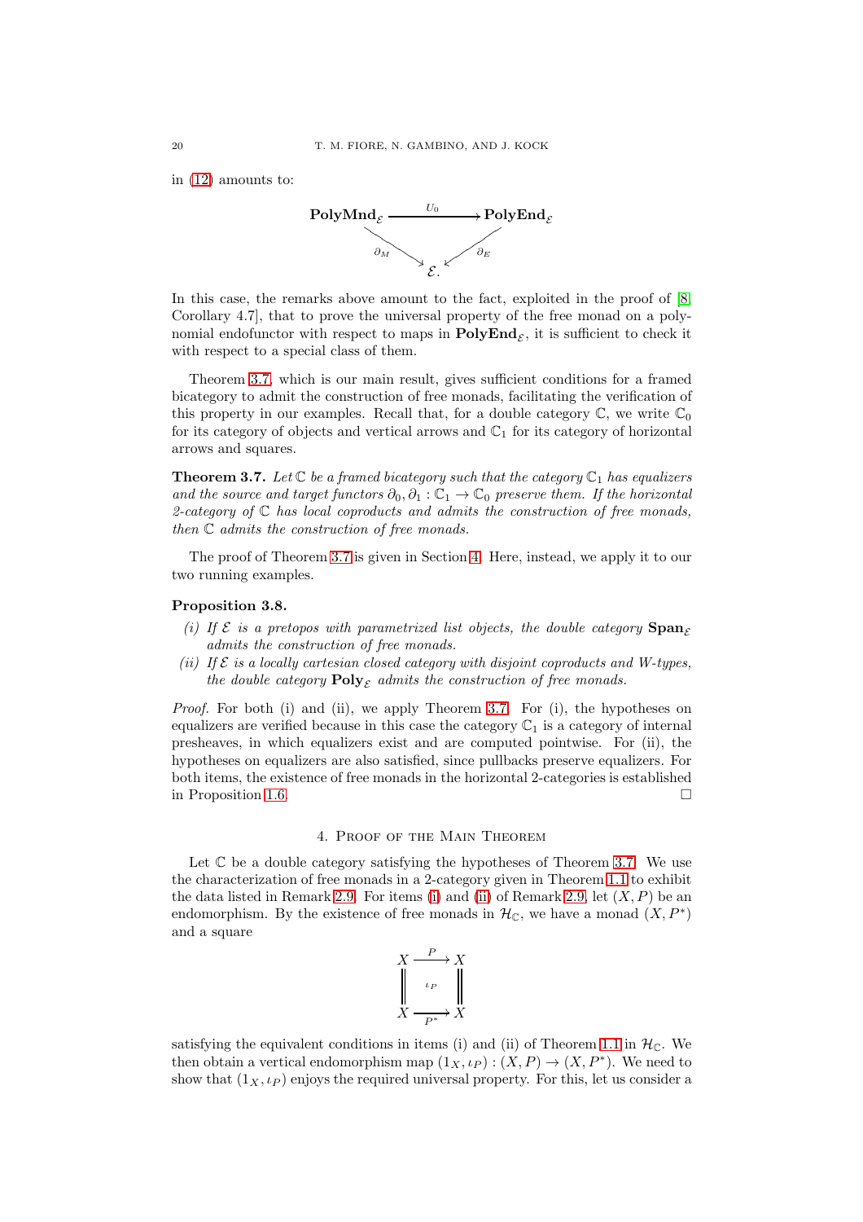in (12) amounts to:

$$
\begin{array}{ccc}
\mathbf{PolyMnd}_{\mathcal{E}} & \xrightarrow{U_0} & \mathbf{PolyEnd}_{\mathcal{E}} \\
& {\scriptstyle \partial_M} \searrow \quad \swarrow {\scriptstyle \partial_E} & \\
& \mathcal{E}. &
\end{array}
$$

In this case, the remarks above amount to the fact, exploited in the proof of [8, Corollary 4.7], that to prove the universal property of the free monad on a polynomial endofunctor with respect to maps in $\mathbf{PolyEnd}_{\mathcal{E}}$, it is sufficient to check it with respect to a special class of them.

Theorem 3.7, which is our main result, gives sufficient conditions for a framed bicategory to admit the construction of free monads, facilitating the verification of this property in our examples. Recall that, for a double category $\mathbb{C}$, we write $\mathbb{C}_0$ for its category of objects and vertical arrows and $\mathbb{C}_1$ for its category of horizontal arrows and squares.

**Theorem 3.7.** *Let $\mathbb{C}$ be a framed bicategory such that the category $\mathbb{C}_1$ has equalizers and the source and target functors $\partial_0, \partial_1 : \mathbb{C}_1 \to \mathbb{C}_0$ preserve them. If the horizontal 2-category of $\mathbb{C}$ has local coproducts and admits the construction of free monads, then $\mathbb{C}$ admits the construction of free monads.*

The proof of Theorem 3.7 is given in Section 4. Here, instead, we apply it to our two running examples.

**Proposition 3.8.**

*(i) If $\mathcal{E}$ is a pretopos with parametrized list objects, the double category $\mathbf{Span}_{\mathcal{E}}$ admits the construction of free monads.*

*(ii) If $\mathcal{E}$ is a locally cartesian closed category with disjoint coproducts and W-types, the double category $\mathbf{Poly}_{\mathcal{E}}$ admits the construction of free monads.*

*Proof.* For both (i) and (ii), we apply Theorem 3.7. For (i), the hypotheses on equalizers are verified because in this case the category $\mathbb{C}_1$ is a category of internal presheaves, in which equalizers exist and are computed pointwise. For (ii), the hypotheses on equalizers are also satisfied, since pullbacks preserve equalizers. For both items, the existence of free monads in the horizontal 2-categories is established in Proposition 1.6. □

## 4. Proof of the Main Theorem

Let $\mathbb{C}$ be a double category satisfying the hypotheses of Theorem 3.7. We use the characterization of free monads in a 2-category given in Theorem 1.1 to exhibit the data listed in Remark 2.9. For items (i) and (ii) of Remark 2.9, let $(X, P)$ be an endomorphism. By the existence of free monads in $\mathcal{H}_{\mathbb{C}}$, we have a monad $(X, P^*)$ and a square

$$
\begin{array}{ccc}
X & \xrightarrow{P} & X \\
\| & \iota_P & \| \\
X & \xrightarrow[P^*]{} & X
\end{array}
$$

satisfying the equivalent conditions in items (i) and (ii) of Theorem 1.1 in $\mathcal{H}_{\mathbb{C}}$. We then obtain a vertical endomorphism map $(1_X, \iota_P) : (X, P) \to (X, P^*)$. We need to show that $(1_X, \iota_P)$ enjoys the required universal property. For this, let us consider a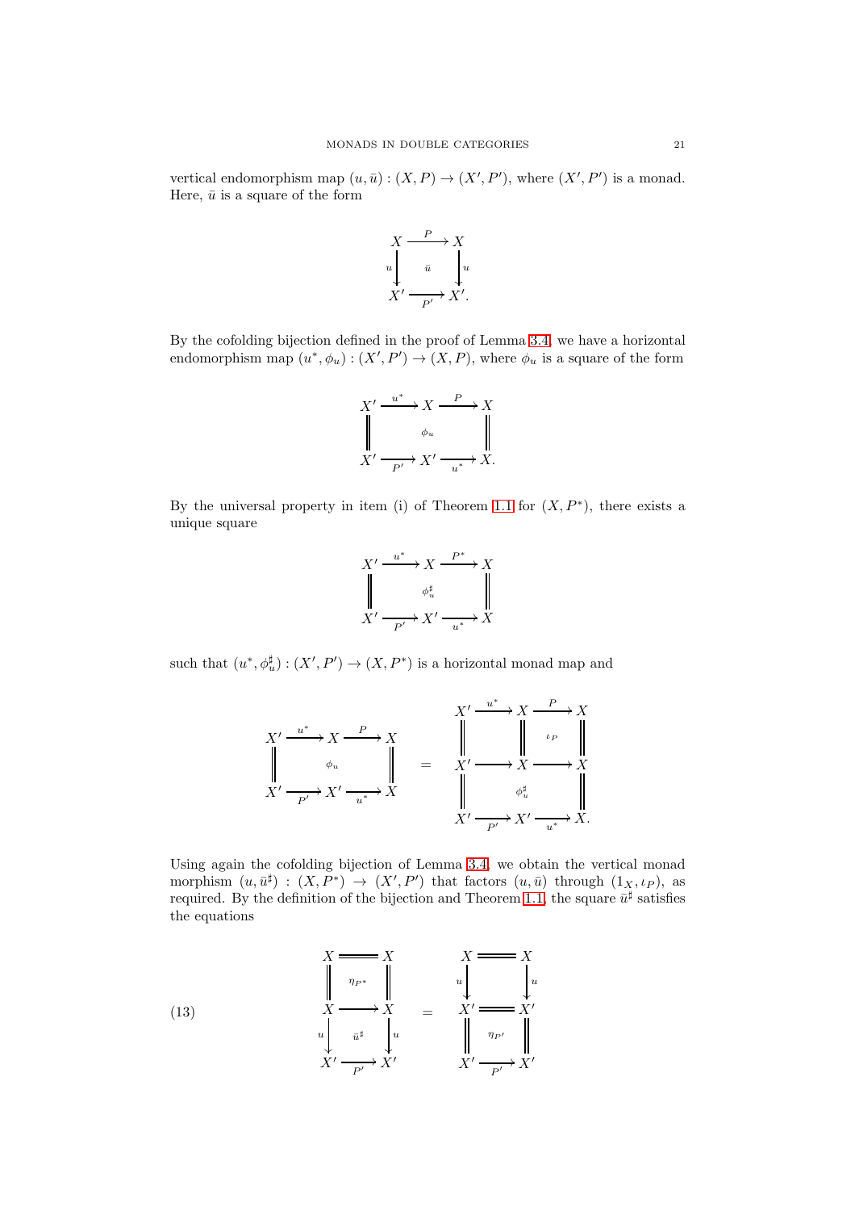vertical endomorphism map $(u, \bar{u}) : (X, P) \to (X', P')$, where $(X', P')$ is a monad. Here, $\bar{u}$ is a square of the form

$$\begin{array}{ccc} X & \xrightarrow{P} & X \\ {\scriptstyle u}\downarrow & \bar{u} & \downarrow{\scriptstyle u} \\ X' & \xrightarrow[P']{} & X'. \end{array}$$

By the cofolding bijection defined in the proof of Lemma 3.4, we have a horizontal endomorphism map $(u^*, \phi_u) : (X', P') \to (X, P)$, where $\phi_u$ is a square of the form

$$\begin{array}{ccccc} X' & \xrightarrow{u^*} & X & \xrightarrow{P} & X \\ \| & & \phi_u & & \| \\ X' & \xrightarrow[P']{} & X' & \xrightarrow[u^*]{} & X. \end{array}$$

By the universal property in item (i) of Theorem 1.1 for $(X, P^*)$, there exists a unique square

$$\begin{array}{ccccc} X' & \xrightarrow{u^*} & X & \xrightarrow{P^*} & X \\ \| & & \phi_u^\sharp & & \| \\ X' & \xrightarrow[P']{} & X' & \xrightarrow[u^*]{} & X \end{array}$$

such that $(u^*, \phi_u^\sharp) : (X', P') \to (X, P^*)$ is a horizontal monad map and

$$\begin{array}{ccccc} X' & \xrightarrow{u^*} & X & \xrightarrow{P} & X \\ \| & & \phi_u & & \| \\ X' & \xrightarrow[P']{} & X' & \xrightarrow[u^*]{} & X \end{array} \quad = \quad \begin{array}{ccccc} X' & \xrightarrow{u^*} & X & \xrightarrow{P} & X \\ \| & & \| & \iota_P & \| \\ X' & \longrightarrow & X & \longrightarrow & X \\ \| & & \phi_u^\sharp & & \| \\ X' & \xrightarrow[P']{} & X' & \xrightarrow[u^*]{} & X. \end{array}$$

Using again the cofolding bijection of Lemma 3.4, we obtain the vertical monad morphism $(u, \bar{u}^\sharp) : (X, P^*) \to (X', P')$ that factors $(u, \bar{u})$ through $(1_X, \iota_P)$, as required. By the definition of the bijection and Theorem 1.1, the square $\bar{u}^\sharp$ satisfies the equations

$$(13) \qquad \begin{array}{ccc} X & = & X \\ \| & \eta_{P^*} & \| \\ X & \longrightarrow & X \\ {\scriptstyle u}\downarrow & \bar{u}^\sharp & \downarrow{\scriptstyle u} \\ X' & \xrightarrow[P']{} & X' \end{array} \quad = \quad \begin{array}{ccc} X & = & X \\ {\scriptstyle u}\downarrow & & \downarrow{\scriptstyle u} \\ X' & = & X' \\ \| & \eta_{P'} & \| \\ X' & \xrightarrow[P']{} & X' \end{array}$$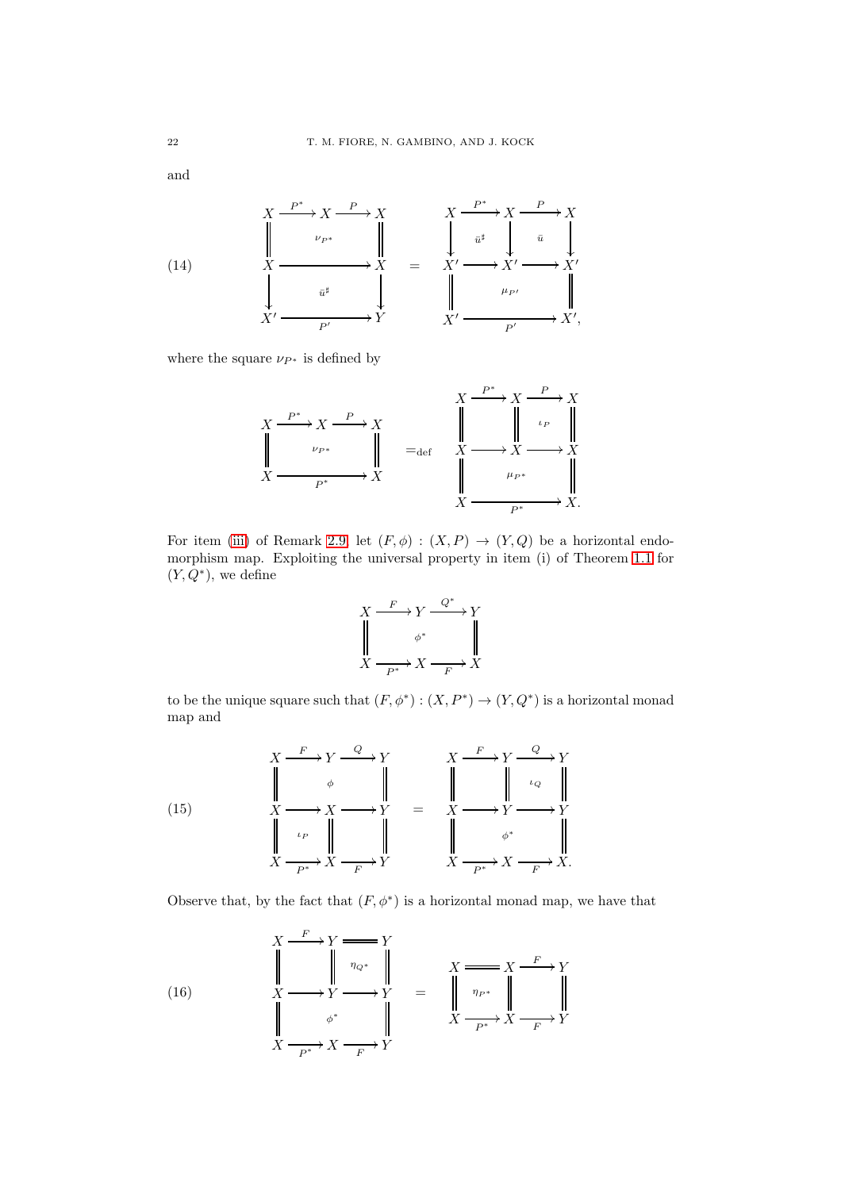and

$$
\begin{array}{ccccc}
X & \xrightarrow{P^*} & X & \xrightarrow{P} & X \\
\| & & \nu_{P^*} & & \| \\
X & \longrightarrow & & \longrightarrow & X \\
\downarrow & & \bar{u}^\sharp & & \downarrow \\
X' & & \xrightarrow[P']{} & & Y
\end{array}
\quad = \quad
\begin{array}{ccccc}
X & \xrightarrow{P^*} & X & \xrightarrow{P} & X \\
\downarrow & \bar{u}^\sharp & \downarrow & \bar{u} & \downarrow \\
X' & \longrightarrow & X' & \longrightarrow & X' \\
\| & & \mu_{P'} & & \| \\
X' & & \xrightarrow[P']{} & & X',
\end{array}
\tag{14}
$$

where the square $\nu_{P^*}$ is defined by

$$
\begin{array}{ccccc}
X & \xrightarrow{P^*} & X & \xrightarrow{P} & X \\
\| & & \nu_{P^*} & & \| \\
X & & \xrightarrow[P^*]{} & & X
\end{array}
\quad =_{\text{def}} \quad
\begin{array}{ccccc}
X & \xrightarrow{P^*} & X & \xrightarrow{P} & X \\
\| & & \| & \iota_P & \| \\
X & \longrightarrow & X & \longrightarrow & X \\
\| & & \mu_{P^*} & & \| \\
X & & \xrightarrow[P^*]{} & & X.
\end{array}
$$

For item (iii) of Remark 2.9, let $(F,\phi) : (X,P) \to (Y,Q)$ be a horizontal endomorphism map. Exploiting the universal property in item (i) of Theorem 1.1 for $(Y,Q^*)$, we define

$$
\begin{array}{ccccc}
X & \xrightarrow{F} & Y & \xrightarrow{Q^*} & Y \\
\| & & \phi^* & & \| \\
X & \xrightarrow[P^*]{} & X & \xrightarrow[F]{} & X
\end{array}
$$

to be the unique square such that $(F,\phi^*) : (X,P^*) \to (Y,Q^*)$ is a horizontal monad map and

$$
\begin{array}{ccccc}
X & \xrightarrow{F} & Y & \xrightarrow{Q} & Y \\
\| & & \phi & & \| \\
X & \longrightarrow & X & \longrightarrow & Y \\
\| & \iota_P & \| & & \| \\
X & \xrightarrow[P^*]{} & X & \xrightarrow[F]{} & Y
\end{array}
\quad = \quad
\begin{array}{ccccc}
X & \xrightarrow{F} & Y & \xrightarrow{Q} & Y \\
\| & & \| & \iota_Q & \| \\
X & \longrightarrow & Y & \longrightarrow & Y \\
\| & & \phi^* & & \| \\
X & \xrightarrow[P^*]{} & X & \xrightarrow[F]{} & X.
\end{array}
\tag{15}
$$

Observe that, by the fact that $(F,\phi^*)$ is a horizontal monad map, we have that

$$
\begin{array}{ccccc}
X & \xrightarrow{F} & Y & = & Y \\
\| & & \| & \eta_{Q^*} & \| \\
X & \longrightarrow & Y & \longrightarrow & Y \\
\| & & \phi^* & & \| \\
X & \xrightarrow[P^*]{} & X & \xrightarrow[F]{} & Y
\end{array}
\quad = \quad
\begin{array}{ccccc}
X & = & X & \xrightarrow{F} & Y \\
\| & \eta_{P^*} & \| & & \| \\
X & \xrightarrow[P^*]{} & X & \xrightarrow[F]{} & Y
\end{array}
\tag{16}
$$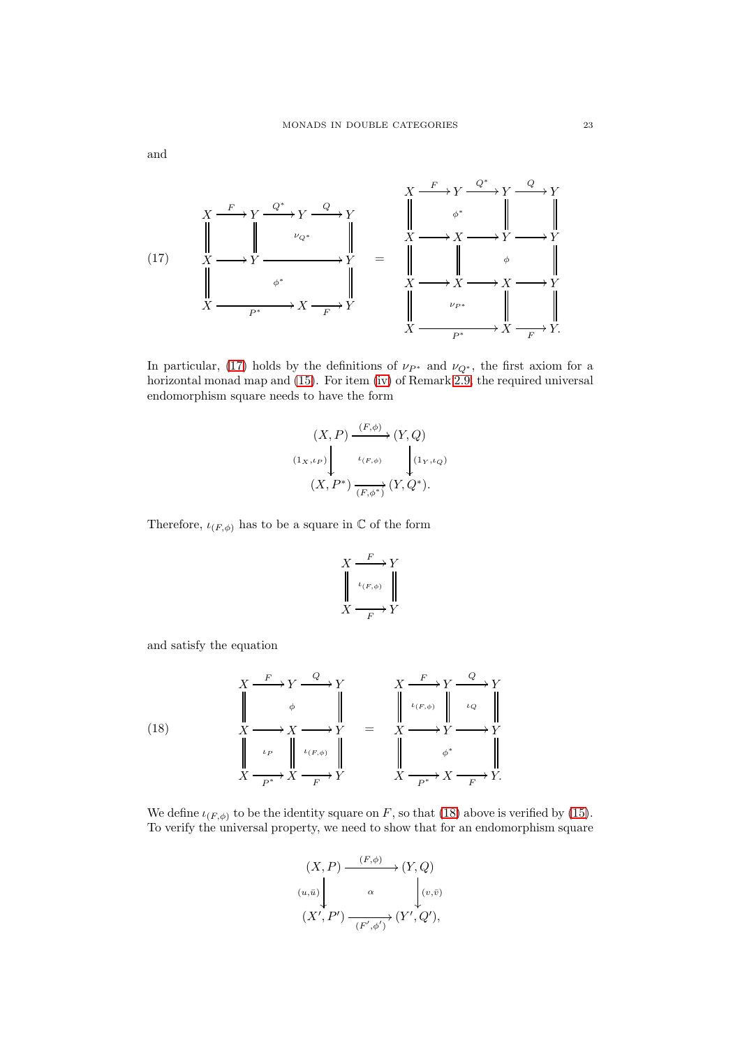and

$$
\begin{array}{ccccccc}
X & \xrightarrow{F} & Y & \xrightarrow{Q^*} & Y & \xrightarrow{Q} & Y \\
\| & & \| & & \nu_{Q^*} & & \| \\
X & \longrightarrow & Y & & \longrightarrow & & Y \\
\| & & & \phi^* & & & \| \\
X & & \xrightarrow[P^*]{} & & X & \xrightarrow[F]{} & Y
\end{array}
\quad = \quad
\begin{array}{ccccccc}
X & \xrightarrow{F} & Y & \xrightarrow{Q^*} & Y & \xrightarrow{Q} & Y \\
\| & & \phi^* & & \| & & \| \\
X & \longrightarrow & X & \longrightarrow & Y & \longrightarrow & Y \\
\| & & \| & & \phi & & \| \\
X & \longrightarrow & X & \longrightarrow & X & \longrightarrow & Y \\
\| & & \nu_{P^*} & & \| & & \| \\
X & & \xrightarrow[P^*]{} & & X & \xrightarrow[F]{} & Y.
\end{array}
\tag{17}
$$

In particular, (17) holds by the definitions of $\nu_{P^*}$ and $\nu_{Q^*}$, the first axiom for a horizontal monad map and (15). For item (iv) of Remark 2.9, the required universal endomorphism square needs to have the form

$$
\begin{array}{ccc}
(X, P) & \xrightarrow{(F,\phi)} & (Y, Q) \\
{\scriptstyle (1_X, \iota_P)} \downarrow & \iota_{(F,\phi)} & \downarrow {\scriptstyle (1_Y, \iota_Q)} \\
(X, P^*) & \xrightarrow[(F,\phi^*)]{} & (Y, Q^*).
\end{array}
$$

Therefore, $\iota_{(F,\phi)}$ has to be a square in $\mathbb{C}$ of the form

$$
\begin{array}{ccc}
X & \xrightarrow{F} & Y \\
\| & \iota_{(F,\phi)} & \| \\
X & \xrightarrow[F]{} & Y
\end{array}
$$

and satisfy the equation

$$
\begin{array}{ccccc}
X & \xrightarrow{F} & Y & \xrightarrow{Q} & Y \\
\| & & \phi & & \| \\
X & \longrightarrow & X & \longrightarrow & Y \\
\| & \iota_P & \| & \iota_{(F,\phi)} & \| \\
X & \xrightarrow[P^*]{} & X & \xrightarrow[F]{} & Y
\end{array}
\quad = \quad
\begin{array}{ccccc}
X & \xrightarrow{F} & Y & \xrightarrow{Q} & Y \\
\| & \iota_{(F,\phi)} & \| & \iota_Q & \| \\
X & \longrightarrow & Y & \longrightarrow & Y \\
\| & & \phi^* & & \| \\
X & \xrightarrow[P^*]{} & X & \xrightarrow[F]{} & Y.
\end{array}
\tag{18}
$$

We define $\iota_{(F,\phi)}$ to be the identity square on $F$, so that (18) above is verified by (15). To verify the universal property, we need to show that for an endomorphism square

$$
\begin{array}{ccc}
(X, P) & \xrightarrow{(F,\phi)} & (Y, Q) \\
{\scriptstyle (u, \bar{u})} \downarrow & \alpha & \downarrow {\scriptstyle (v, \bar{v})} \\
(X', P') & \xrightarrow[(F',\phi')]{} & (Y', Q'),
\end{array}
$$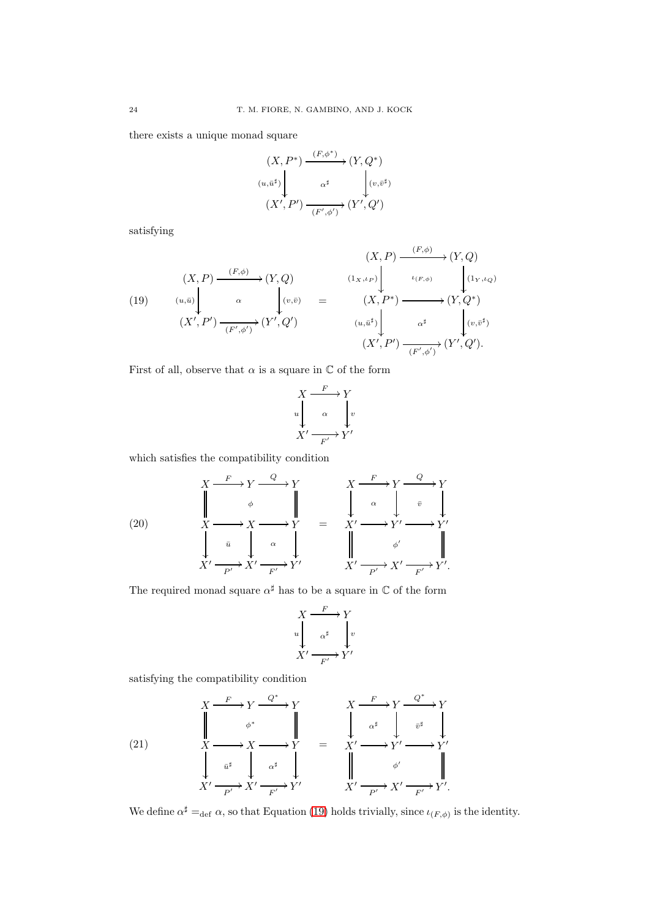there exists a unique monad square

$$
\begin{array}{ccc}
(X, P^*) & \xrightarrow{(F,\phi^*)} & (Y, Q^*) \\
{\scriptstyle (u,\bar{u}^\sharp)} \downarrow & \alpha^\sharp & \downarrow {\scriptstyle (v,\bar{v}^\sharp)} \\
(X', P') & \xrightarrow[(F',\phi')]{} & (Y', Q')
\end{array}
$$

satisfying

$$
(19) \qquad
\begin{array}{ccc}
(X, P) & \xrightarrow{(F,\phi)} & (Y, Q) \\
{\scriptstyle (u,\bar{u})} \downarrow & \alpha & \downarrow {\scriptstyle (v,\bar{v})} \\
(X', P') & \xrightarrow[(F',\phi')]{} & (Y', Q')
\end{array}
\quad = \quad
\begin{array}{ccc}
(X, P) & \xrightarrow{(F,\phi)} & (Y, Q) \\
{\scriptstyle (1_X,\iota_P)} \downarrow & \iota_{(F,\phi)} & \downarrow {\scriptstyle (1_Y,\iota_Q)} \\
(X, P^*) & \longrightarrow & (Y, Q^*) \\
{\scriptstyle (u,\bar{u}^\sharp)} \downarrow & \alpha^\sharp & \downarrow {\scriptstyle (v,\bar{v}^\sharp)} \\
(X', P') & \xrightarrow[(F',\phi')]{} & (Y', Q').
\end{array}
$$

First of all, observe that $\alpha$ is a square in $\mathbb{C}$ of the form

$$
\begin{array}{ccc}
X & \xrightarrow{F} & Y \\
{\scriptstyle u} \downarrow & \alpha & \downarrow {\scriptstyle v} \\
X' & \xrightarrow[F']{} & Y'
\end{array}
$$

which satisfies the compatibility condition

$$
(20) \qquad
\begin{array}{ccccc}
X & \xrightarrow{F} & Y & \xrightarrow{Q} & Y \\
\| & & \phi & & \| \\
X & \longrightarrow & X & \longrightarrow & Y \\
\downarrow & \bar{u} & \downarrow & \alpha & \downarrow \\
X' & \xrightarrow[P']{} & X' & \xrightarrow[F']{} & Y'
\end{array}
\quad = \quad
\begin{array}{ccccc}
X & \xrightarrow{F} & Y & \xrightarrow{Q} & Y \\
\downarrow & \alpha & \downarrow & \bar{v} & \downarrow \\
X' & \longrightarrow & Y' & \longrightarrow & Y' \\
\| & & \phi' & & \| \\
X' & \xrightarrow[P']{} & X' & \xrightarrow[F']{} & Y'.
\end{array}
$$

The required monad square $\alpha^\sharp$ has to be a square in $\mathbb{C}$ of the form

$$
\begin{array}{ccc}
X & \xrightarrow{F} & Y \\
{\scriptstyle u} \downarrow & \alpha^\sharp & \downarrow {\scriptstyle v} \\
X' & \xrightarrow[F']{} & Y'
\end{array}
$$

satisfying the compatibility condition

$$
(21) \qquad
\begin{array}{ccccc}
X & \xrightarrow{F} & Y & \xrightarrow{Q^*} & Y \\
\| & & \phi^* & & \| \\
X & \longrightarrow & X & \longrightarrow & Y \\
\downarrow & \bar{u}^\sharp & \downarrow & \alpha^\sharp & \downarrow \\
X' & \xrightarrow[P']{} & X' & \xrightarrow[F']{} & Y'
\end{array}
\quad = \quad
\begin{array}{ccccc}
X & \xrightarrow{F} & Y & \xrightarrow{Q^*} & Y \\
\downarrow & \alpha^\sharp & \downarrow & \bar{v}^\sharp & \downarrow \\
X' & \longrightarrow & Y' & \longrightarrow & Y' \\
\| & & \phi' & & \| \\
X' & \xrightarrow[P']{} & X' & \xrightarrow[F']{} & Y'.
\end{array}
$$

We define $\alpha^\sharp =_{\text{def}} \alpha$, so that Equation (19) holds trivially, since $\iota_{(F,\phi)}$ is the identity.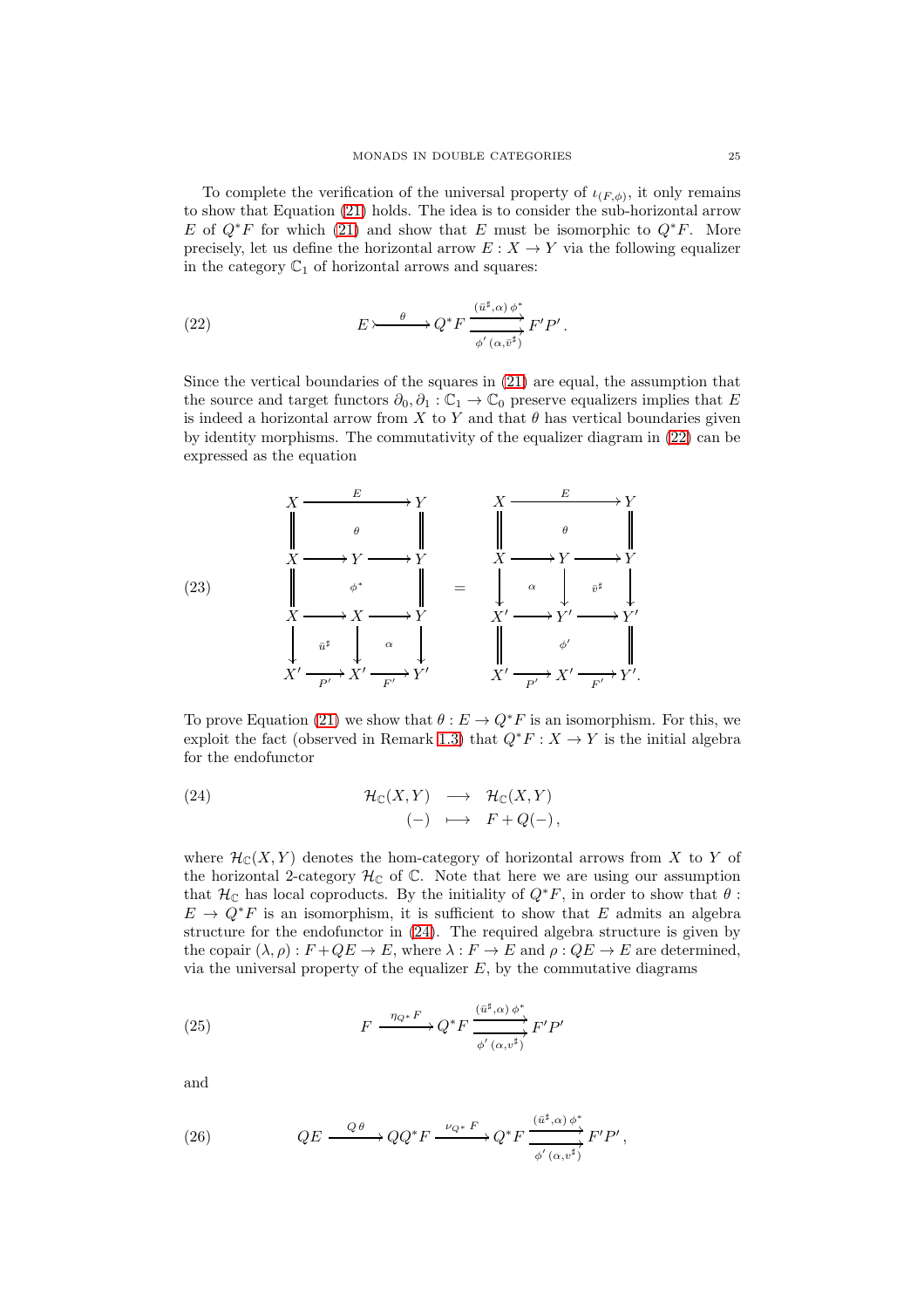To complete the verification of the universal property of $\iota_{(F,\phi)}$, it only remains to show that Equation (21) holds. The idea is to consider the sub-horizontal arrow $E$ of $Q^*F$ for which (21) and show that $E$ must be isomorphic to $Q^*F$. More precisely, let us define the horizontal arrow $E : X \to Y$ via the following equalizer in the category $\mathbb{C}_1$ of horizontal arrows and squares:

$$
E \rightarrowtail^{\theta} Q^*F \underset{\phi'\,(\alpha,\bar{v}^\sharp)}{\overset{(\bar{u}^\sharp,\alpha)\,\phi^*}{\rightrightarrows}} F'P'\,. \tag{22}
$$

Since the vertical boundaries of the squares in (21) are equal, the assumption that the source and target functors $\partial_0, \partial_1 : \mathbb{C}_1 \to \mathbb{C}_0$ preserve equalizers implies that $E$ is indeed a horizontal arrow from $X$ to $Y$ and that $\theta$ has vertical boundaries given by identity morphisms. The commutativity of the equalizer diagram in (22) can be expressed as the equation

$$
\begin{array}{ccccc}
X & \xrightarrow{\quad E \quad} & & & Y \\
\| & & \theta & & \| \\
X & \longrightarrow & Y & \longrightarrow & Y \\
\| & & \phi^* & & \| \\
X & \longrightarrow & X & \longrightarrow & Y \\
\downarrow & \bar{u}^\sharp & \downarrow & \alpha & \downarrow \\
X' & \xrightarrow[P']{} & X' & \xrightarrow[F']{} & Y'
\end{array}
\quad = \quad
\begin{array}{ccccc}
X & \xrightarrow{\quad E \quad} & & & Y \\
\| & & \theta & & \| \\
X & \longrightarrow & Y & \longrightarrow & Y \\
\downarrow & \alpha & \downarrow & \bar{v}^\sharp & \downarrow \\
X' & \longrightarrow & Y' & \longrightarrow & Y' \\
\| & & \phi' & & \| \\
X' & \xrightarrow[P']{} & X' & \xrightarrow[F']{} & Y'.
\end{array}
\tag{23}
$$

To prove Equation (21) we show that $\theta : E \to Q^*F$ is an isomorphism. For this, we exploit the fact (observed in Remark 1.3) that $Q^*F : X \to Y$ is the initial algebra for the endofunctor

$$
\begin{array}{rcl}
\mathcal{H}_{\mathbb{C}}(X,Y) & \longrightarrow & \mathcal{H}_{\mathbb{C}}(X,Y) \\
(-) & \longmapsto & F + Q(-)\,,
\end{array}
\tag{24}
$$

where $\mathcal{H}_{\mathbb{C}}(X,Y)$ denotes the hom-category of horizontal arrows from $X$ to $Y$ of the horizontal 2-category $\mathcal{H}_{\mathbb{C}}$ of $\mathbb{C}$. Note that here we are using our assumption that $\mathcal{H}_{\mathbb{C}}$ has local coproducts. By the initiality of $Q^*F$, in order to show that $\theta : E \to Q^*F$ is an isomorphism, it is sufficient to show that $E$ admits an algebra structure for the endofunctor in (24). The required algebra structure is given by the copair $(\lambda,\rho) : F + QE \to E$, where $\lambda : F \to E$ and $\rho : QE \to E$ are determined, via the universal property of the equalizer $E$, by the commutative diagrams

$$
F \xrightarrow{\eta_{Q^*}\,F} Q^*F \underset{\phi'\,(\alpha,v^\sharp)}{\overset{(\bar{u}^\sharp,\alpha)\,\phi^*}{\rightrightarrows}} F'P' \tag{25}
$$

and

$$
QE \xrightarrow{Q\,\theta} QQ^*F \xrightarrow{\nu_{Q^*}\,F} Q^*F \underset{\phi'\,(\alpha,v^\sharp)}{\overset{(\bar{u}^\sharp,\alpha)\,\phi^*}{\rightrightarrows}} F'P'\,, \tag{26}
$$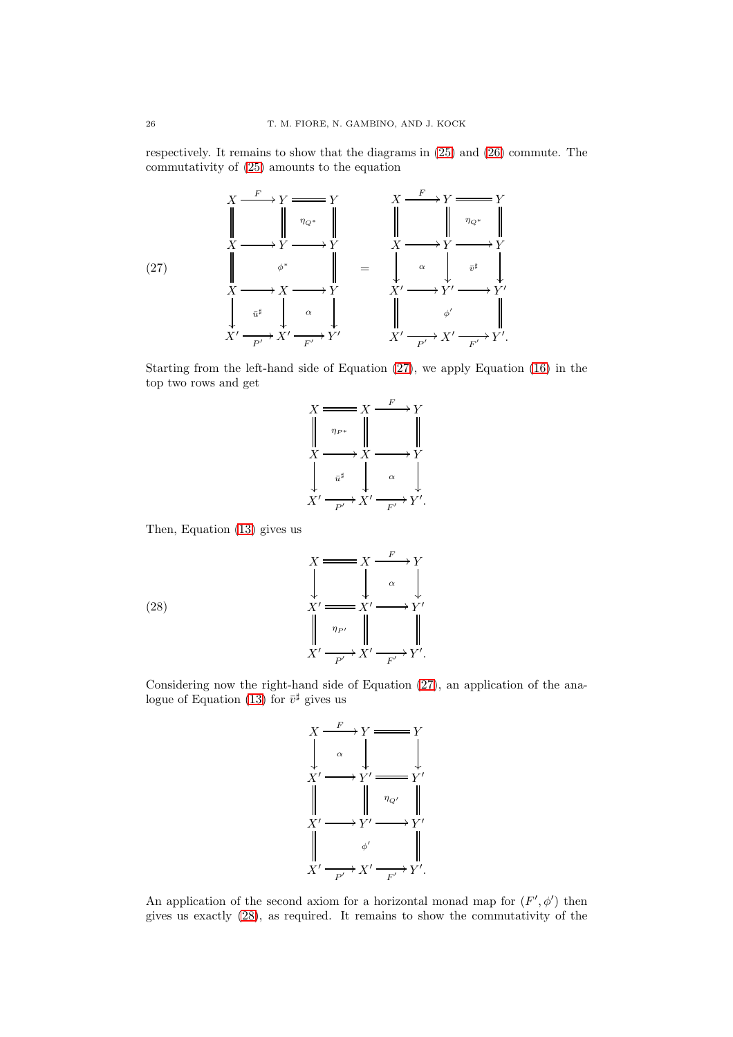respectively. It remains to show that the diagrams in (25) and (26) commute. The commutativity of (25) amounts to the equation

$$
\begin{array}{ccccc}
X & \xrightarrow{F} & Y & = & Y \\
\| & & \| & \eta_{Q^*} & \| \\
X & \longrightarrow & Y & \longrightarrow & Y \\
\| & & \phi^* & & \| \\
X & \longrightarrow & X & \longrightarrow & Y \\
\downarrow & \bar{u}^\sharp & \downarrow & \alpha & \downarrow \\
X' & \xrightarrow[P']{} & X' & \xrightarrow[F']{} & Y'
\end{array}
\quad = \quad
\begin{array}{ccccc}
X & \xrightarrow{F} & Y & = & Y \\
\| & & \| & \eta_{Q^*} & \| \\
X & \longrightarrow & Y & \longrightarrow & Y \\
\downarrow & \alpha & \downarrow & \bar{v}^\sharp & \downarrow \\
X' & \longrightarrow & Y' & \longrightarrow & Y' \\
\| & & \phi' & & \| \\
X' & \xrightarrow[P']{} & X' & \xrightarrow[F']{} & Y'.
\end{array}
\tag{27}
$$

Starting from the left-hand side of Equation (27), we apply Equation (16) in the top two rows and get

$$
\begin{array}{ccccc}
X & = & X & \xrightarrow{F} & Y \\
\| & \eta_{P^*} & \| & & \| \\
X & \longrightarrow & X & \longrightarrow & Y \\
\downarrow & \bar{u}^\sharp & \downarrow & \alpha & \downarrow \\
X' & \xrightarrow[P']{} & X' & \xrightarrow[F']{} & Y'.
\end{array}
$$

Then, Equation (13) gives us

$$
\begin{array}{ccccc}
X & = & X & \xrightarrow{F} & Y \\
\downarrow & & \downarrow & \alpha & \downarrow \\
X' & = & X' & \longrightarrow & Y' \\
\| & \eta_{P'} & \| & & \| \\
X' & \xrightarrow[P']{} & X' & \xrightarrow[F']{} & Y'.
\end{array}
\tag{28}
$$

Considering now the right-hand side of Equation (27), an application of the analogue of Equation (13) for $\bar{v}^\sharp$ gives us

$$
\begin{array}{ccccc}
X & \xrightarrow{F} & Y & = & Y \\
\downarrow & \alpha & \downarrow & & \downarrow \\
X' & \longrightarrow & Y' & = & Y' \\
\| & & \| & \eta_{Q'} & \| \\
X' & \longrightarrow & Y' & \longrightarrow & Y' \\
\| & & \phi' & & \| \\
X' & \xrightarrow[P']{} & X' & \xrightarrow[F']{} & Y'.
\end{array}
$$

An application of the second axiom for a horizontal monad map for $(F', \phi')$ then gives us exactly (28), as required. It remains to show the commutativity of the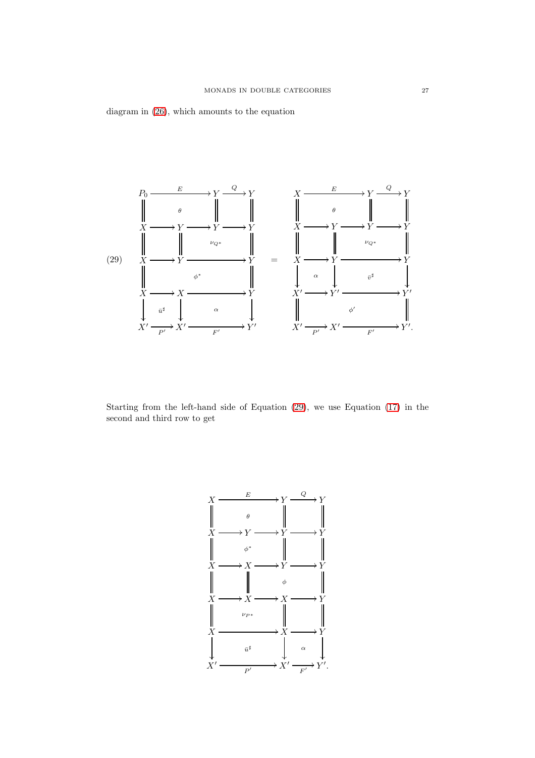diagram in (26), which amounts to the equation

$$
(29)\qquad
\begin{array}{ccccccc}
P_0 & \xrightarrow{E} & Y & \xrightarrow{Q} & Y \\
\| & \theta & \| & & \| \\
X & \longrightarrow Y \longrightarrow & Y & \longrightarrow & Y \\
\| & \| & \nu_{Q^*} & & \| \\
X & \longrightarrow Y & \longrightarrow & & Y \\
\| & & \phi^* & & \| \\
X & \longrightarrow X & \longrightarrow & & Y \\
\downarrow & \bar{u}^\sharp & \downarrow & \alpha & \downarrow \\
X' & \xrightarrow[P']{} X' & \xrightarrow[F']{} & & Y'
\end{array}
\quad = \quad
\begin{array}{ccccccc}
X & \xrightarrow{E} & Y & \xrightarrow{Q} & Y \\
\| & \theta & \| & & \| \\
X & \longrightarrow Y \longrightarrow & Y & \longrightarrow & Y \\
\| & \| & \nu_{Q^*} & & \| \\
X & \longrightarrow Y & \longrightarrow & & Y \\
\downarrow & \alpha & \downarrow & \bar{v}^\sharp & \downarrow \\
X' & \longrightarrow Y' & \longrightarrow & & Y' \\
\| & & \phi' & & \| \\
X' & \xrightarrow[P']{} X' & \xrightarrow[F']{} & & Y'.
\end{array}
$$

Starting from the left-hand side of Equation (29), we use Equation (17) in the second and third row to get

$$
\begin{array}{ccccccc}
X & \xrightarrow{E} & Y & \xrightarrow{Q} & Y \\
\| & \theta & \| & & \| \\
X & \longrightarrow Y \longrightarrow & Y & \longrightarrow & Y \\
\| & \phi^* & \| & & \| \\
X & \longrightarrow X \longrightarrow & Y & \longrightarrow & Y \\
\| & \| & \phi & & \| \\
X & \longrightarrow X \longrightarrow & X & \longrightarrow & Y \\
\| & \nu_{P^*} & \| & & \| \\
X & \longrightarrow & X & \longrightarrow & Y \\
\downarrow & \bar{u}^\sharp & \downarrow & \alpha & \downarrow \\
X' & \xrightarrow[P']{} & X' & \xrightarrow[F']{} & Y'.
\end{array}
$$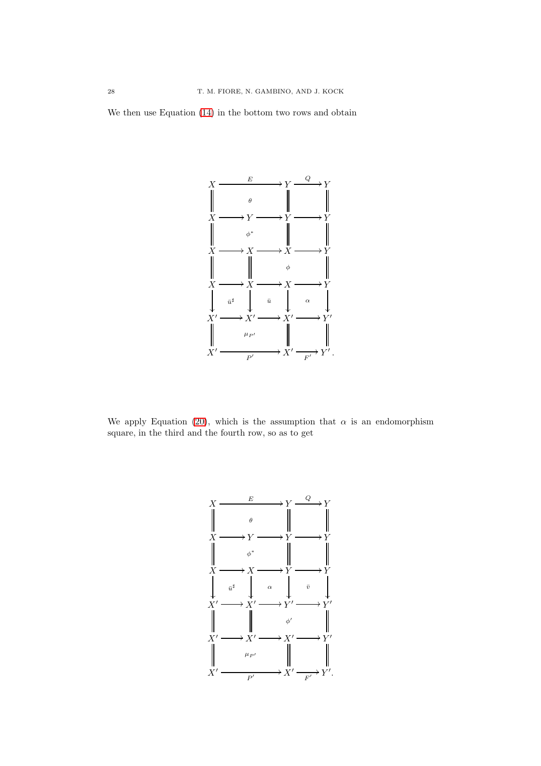We then use Equation (14) in the bottom two rows and obtain

$$
\begin{array}{ccccccc}
X & \xrightarrow{\quad\quad E \quad\quad} & & & Y & \xrightarrow{Q} & Y \\
\| & & \theta & & \| & & \| \\
X & \longrightarrow & Y & \longrightarrow & Y & \longrightarrow & Y \\
\| & & \phi^* & & \| & & \| \\
X & \longrightarrow & X & \longrightarrow & X & \longrightarrow & Y \\
\| & & \| & & \phi & & \| \\
X & \longrightarrow & X & \longrightarrow & X & \longrightarrow & Y \\
\downarrow & \bar{u}^\sharp & \downarrow & \bar{u} & \downarrow & \alpha & \downarrow \\
X' & \longrightarrow & X' & \longrightarrow & X' & \longrightarrow & Y' \\
\| & & \mu_{P'} & & \| & & \| \\
X' & \xrightarrow[\quad\quad P' \quad\quad]{} & & & X' & \xrightarrow[F']{} & Y'.
\end{array}
$$

We apply Equation (20), which is the assumption that $\alpha$ is an endomorphism square, in the third and the fourth row, so as to get

$$
\begin{array}{ccccccc}
X & \xrightarrow{\quad\quad E \quad\quad} & & & Y & \xrightarrow{Q} & Y \\
\| & & \theta & & \| & & \| \\
X & \longrightarrow & Y & \longrightarrow & Y & \longrightarrow & Y \\
\| & & \phi^* & & \| & & \| \\
X & \longrightarrow & X & \longrightarrow & Y & \longrightarrow & Y \\
\downarrow & \bar{u}^\sharp & \downarrow & \alpha & \downarrow & \bar{v} & \downarrow \\
X' & \longrightarrow & X' & \longrightarrow & Y' & \longrightarrow & Y' \\
\| & & \| & & \phi' & & \| \\
X' & \longrightarrow & X' & \longrightarrow & X' & \longrightarrow & Y' \\
\| & & \mu_{P'} & & \| & & \| \\
X' & \xrightarrow[\quad\quad P' \quad\quad]{} & & & X' & \xrightarrow[F']{} & Y'.
\end{array}
$$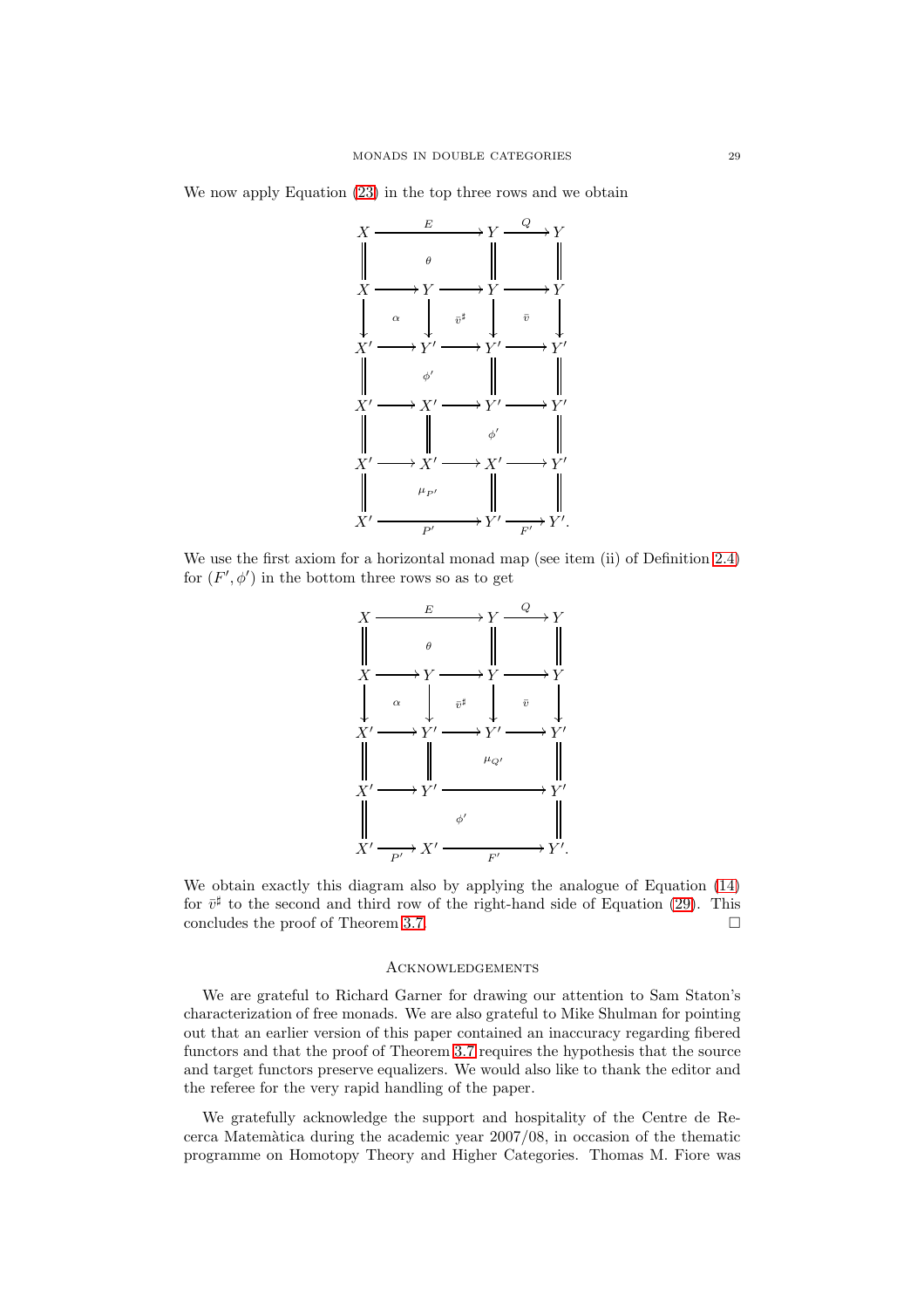We now apply Equation (23) in the top three rows and we obtain

$$
\begin{array}{ccccccc}
X & \xrightarrow{\qquad E \qquad} & & & Y & \xrightarrow{Q} & Y \\
\| & & \theta & & \| & & \| \\
X & \longrightarrow & Y & \longrightarrow & Y & \longrightarrow & Y \\
\downarrow & \alpha & \downarrow & \bar{v}^{\sharp} & \downarrow & \bar{v} & \downarrow \\
X' & \longrightarrow & Y' & \longrightarrow & Y' & \longrightarrow & Y' \\
\| & & \phi' & & \| & & \| \\
X' & \longrightarrow & X' & \longrightarrow & Y' & \longrightarrow & Y' \\
\| & & \| & & \phi' & & \| \\
X' & \longrightarrow & X' & \longrightarrow & X' & \longrightarrow & Y' \\
\| & & \mu_{P'} & & \| & & \| \\
X' & \xrightarrow[\qquad P' \qquad]{} & & & Y' & \xrightarrow[F']{} & Y'.
\end{array}
$$

We use the first axiom for a horizontal monad map (see item (ii) of Definition 2.4) for $(F', \phi')$ in the bottom three rows so as to get

$$
\begin{array}{ccccccc}
X & \xrightarrow{\qquad E \qquad} & & & Y & \xrightarrow{Q} & Y \\
\| & & \theta & & \| & & \| \\
X & \longrightarrow & Y & \longrightarrow & Y & \longrightarrow & Y \\
\downarrow & \alpha & \downarrow & \bar{v}^{\sharp} & \downarrow & \bar{v} & \downarrow \\
X' & \longrightarrow & Y' & \longrightarrow & Y' & \longrightarrow & Y' \\
\| & & \| & & \mu_{Q'} & & \| \\
X' & \longrightarrow & Y' & \longrightarrow & & \longrightarrow & Y' \\
\| & & & & \phi' & & \| \\
X' & \xrightarrow[P']{} & X' & \xrightarrow[\qquad F' \qquad]{} & & & Y'.
\end{array}
$$

We obtain exactly this diagram also by applying the analogue of Equation (14) for $\bar{v}^{\sharp}$ to the second and third row of the right-hand side of Equation (29). This concludes the proof of Theorem 3.7. $\square$

## Acknowledgements

We are grateful to Richard Garner for drawing our attention to Sam Staton's characterization of free monads. We are also grateful to Mike Shulman for pointing out that an earlier version of this paper contained an inaccuracy regarding fibered functors and that the proof of Theorem 3.7 requires the hypothesis that the source and target functors preserve equalizers. We would also like to thank the editor and the referee for the very rapid handling of the paper.

We gratefully acknowledge the support and hospitality of the Centre de Recerca Matemàtica during the academic year 2007/08, in occasion of the thematic programme on Homotopy Theory and Higher Categories. Thomas M. Fiore was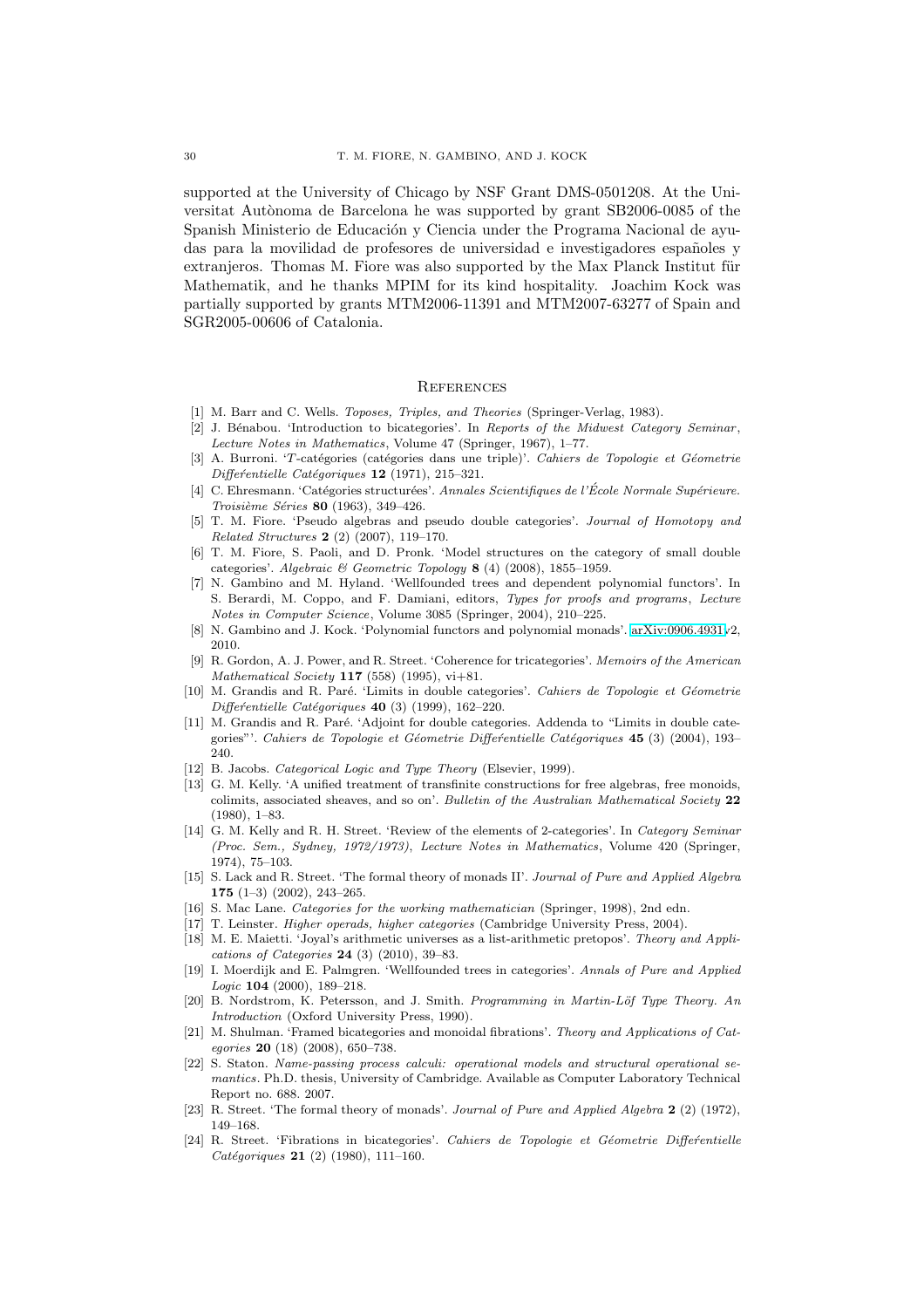supported at the University of Chicago by NSF Grant DMS-0501208. At the Universitat Autònoma de Barcelona he was supported by grant SB2006-0085 of the Spanish Ministerio de Educación y Ciencia under the Programa Nacional de ayudas para la movilidad de profesores de universidad e investigadores españoles y extranjeros. Thomas M. Fiore was also supported by the Max Planck Institut für Mathematik, and he thanks MPIM for its kind hospitality. Joachim Kock was partially supported by grants MTM2006-11391 and MTM2007-63277 of Spain and SGR2005-00606 of Catalonia.

## References

[1] M. Barr and C. Wells. *Toposes, Triples, and Theories* (Springer-Verlag, 1983).

[2] J. Bénabou. 'Introduction to bicategories'. In *Reports of the Midwest Category Seminar*, *Lecture Notes in Mathematics*, Volume 47 (Springer, 1967), 1–77.

[3] A. Burroni. '$T$-catégories (catégories dans une triple)'. *Cahiers de Topologie et Géometrie Differéntielle Catégoriques* **12** (1971), 215–321.

[4] C. Ehresmann. 'Catégories structurées'. *Annales Scientifiques de l'École Normale Supérieure. Troisième Séries* **80** (1963), 349–426.

[5] T. M. Fiore. 'Pseudo algebras and pseudo double categories'. *Journal of Homotopy and Related Structures* **2** (2) (2007), 119–170.

[6] T. M. Fiore, S. Paoli, and D. Pronk. 'Model structures on the category of small double categories'. *Algebraic & Geometric Topology* **8** (4) (2008), 1855–1959.

[7] N. Gambino and M. Hyland. 'Wellfounded trees and dependent polynomial functors'. In S. Berardi, M. Coppo, and F. Damiani, editors, *Types for proofs and programs*, *Lecture Notes in Computer Science*, Volume 3085 (Springer, 2004), 210–225.

[8] N. Gambino and J. Kock. 'Polynomial functors and polynomial monads'. arXiv:0906.4931v2, 2010.

[9] R. Gordon, A. J. Power, and R. Street. 'Coherence for tricategories'. *Memoirs of the American Mathematical Society* **117** (558) (1995), vi+81.

[10] M. Grandis and R. Paré. 'Limits in double categories'. *Cahiers de Topologie et Géometrie Differéntielle Catégoriques* **40** (3) (1999), 162–220.

[11] M. Grandis and R. Paré. 'Adjoint for double categories. Addenda to "Limits in double categories"'. *Cahiers de Topologie et Géometrie Differéntielle Catégoriques* **45** (3) (2004), 193–240.

[12] B. Jacobs. *Categorical Logic and Type Theory* (Elsevier, 1999).

[13] G. M. Kelly. 'A unified treatment of transfinite constructions for free algebras, free monoids, colimits, associated sheaves, and so on'. *Bulletin of the Australian Mathematical Society* **22** (1980), 1–83.

[14] G. M. Kelly and R. H. Street. 'Review of the elements of 2-categories'. In *Category Seminar (Proc. Sem., Sydney, 1972/1973)*, *Lecture Notes in Mathematics*, Volume 420 (Springer, 1974), 75–103.

[15] S. Lack and R. Street. 'The formal theory of monads II'. *Journal of Pure and Applied Algebra* **175** (1–3) (2002), 243–265.

[16] S. Mac Lane. *Categories for the working mathematician* (Springer, 1998), 2nd edn.

[17] T. Leinster. *Higher operads, higher categories* (Cambridge University Press, 2004).

[18] M. E. Maietti. 'Joyal's arithmetic universes as a list-arithmetic pretopos'. *Theory and Applications of Categories* **24** (3) (2010), 39–83.

[19] I. Moerdijk and E. Palmgren. 'Wellfounded trees in categories'. *Annals of Pure and Applied Logic* **104** (2000), 189–218.

[20] B. Nordstrom, K. Petersson, and J. Smith. *Programming in Martin-Löf Type Theory. An Introduction* (Oxford University Press, 1990).

[21] M. Shulman. 'Framed bicategories and monoidal fibrations'. *Theory and Applications of Categories* **20** (18) (2008), 650–738.

[22] S. Staton. *Name-passing process calculi: operational models and structural operational semantics*. Ph.D. thesis, University of Cambridge. Available as Computer Laboratory Technical Report no. 688. 2007.

[23] R. Street. 'The formal theory of monads'. *Journal of Pure and Applied Algebra* **2** (2) (1972), 149–168.

[24] R. Street. 'Fibrations in bicategories'. *Cahiers de Topologie et Géometrie Differéntielle Catégoriques* **21** (2) (1980), 111–160.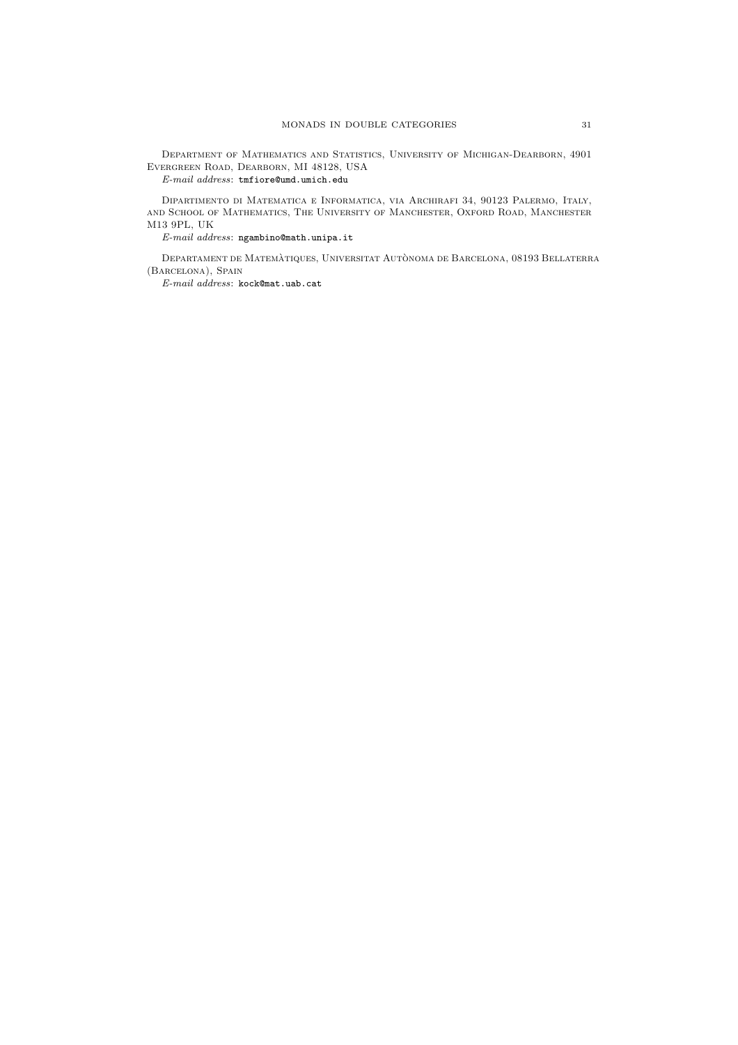Department of Mathematics and Statistics, University of Michigan-Dearborn, 4901 Evergreen Road, Dearborn, MI 48128, USA

*E-mail address*: tmfiore@umd.umich.edu

Dipartimento di Matematica e Informatica, via Archirafi 34, 90123 Palermo, Italy, and School of Mathematics, The University of Manchester, Oxford Road, Manchester M13 9PL, UK

*E-mail address*: ngambino@math.unipa.it

Departament de Matemàtiques, Universitat Autònoma de Barcelona, 08193 Bellaterra (Barcelona), Spain

*E-mail address*: kock@mat.uab.cat